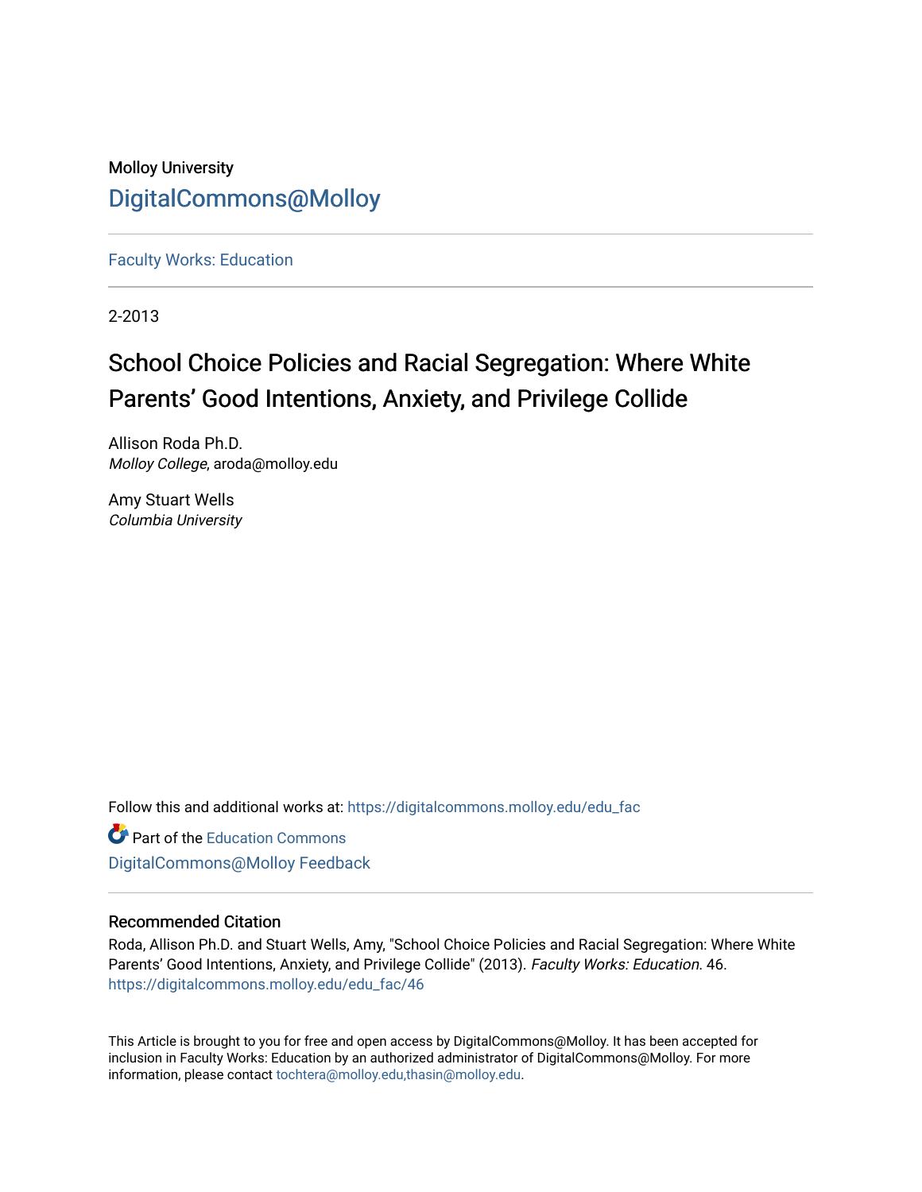Molloy University

DigitalCommons@Molloy

Faculty Works: Education

2-2013

# School Choice Policies and Racial Segregation: Where White Parents' Good Intentions, Anxiety, and Privilege Collide

Allison Roda Ph.D.
*Molloy College*, aroda@molloy.edu

Amy Stuart Wells
*Columbia University*

Follow this and additional works at: https://digitalcommons.molloy.edu/edu_fac

Part of the Education Commons

DigitalCommons@Molloy Feedback

## Recommended Citation

Roda, Allison Ph.D. and Stuart Wells, Amy, "School Choice Policies and Racial Segregation: Where White Parents' Good Intentions, Anxiety, and Privilege Collide" (2013). *Faculty Works: Education*. 46.
https://digitalcommons.molloy.edu/edu_fac/46

This Article is brought to you for free and open access by DigitalCommons@Molloy. It has been accepted for inclusion in Faculty Works: Education by an authorized administrator of DigitalCommons@Molloy. For more information, please contact tochtera@molloy.edu,thasin@molloy.edu.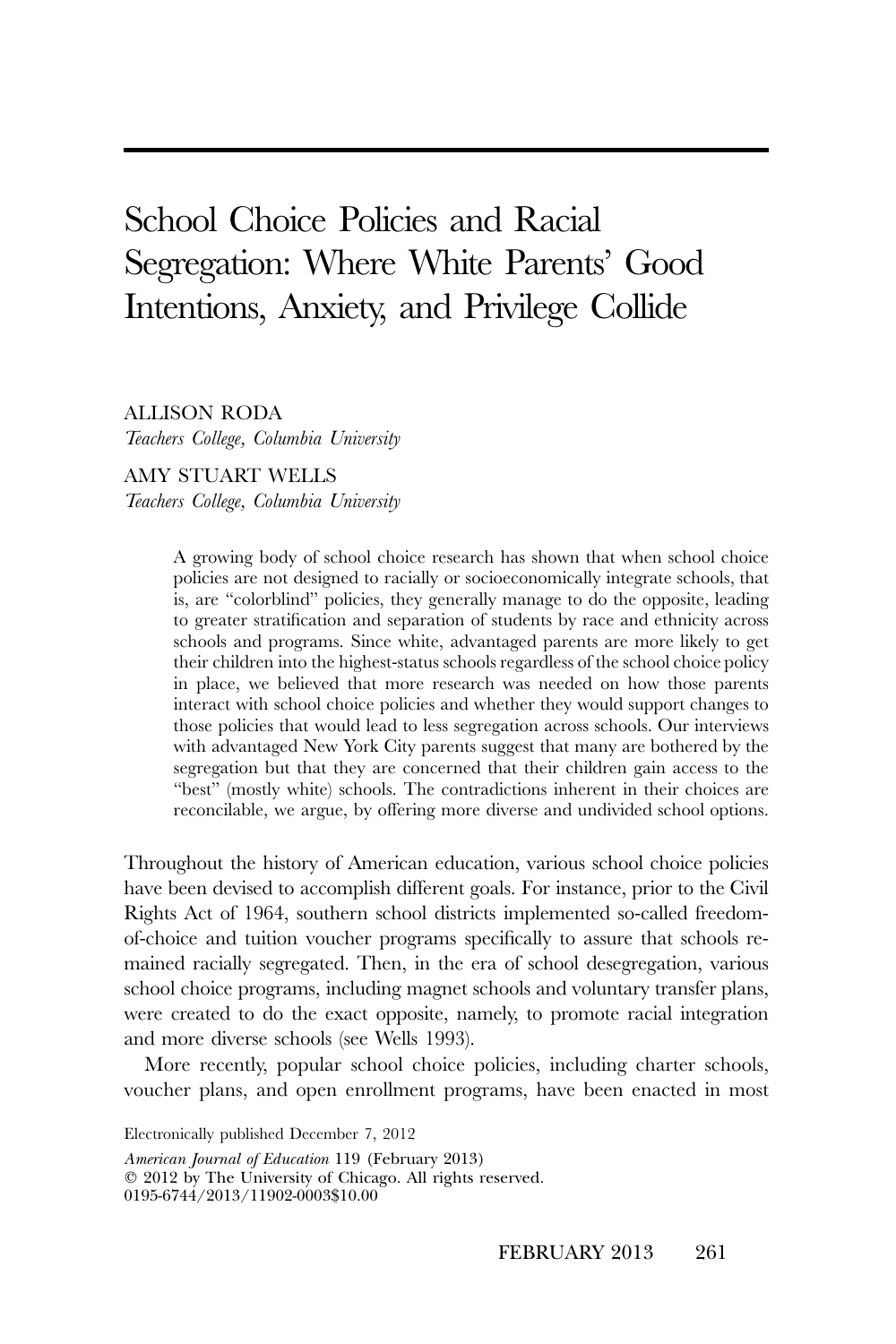# School Choice Policies and Racial Segregation: Where White Parents' Good Intentions, Anxiety, and Privilege Collide

ALLISON RODA
*Teachers College, Columbia University*

AMY STUART WELLS
*Teachers College, Columbia University*

> A growing body of school choice research has shown that when school choice policies are not designed to racially or socioeconomically integrate schools, that is, are "colorblind" policies, they generally manage to do the opposite, leading to greater stratification and separation of students by race and ethnicity across schools and programs. Since white, advantaged parents are more likely to get their children into the highest-status schools regardless of the school choice policy in place, we believed that more research was needed on how those parents interact with school choice policies and whether they would support changes to those policies that would lead to less segregation across schools. Our interviews with advantaged New York City parents suggest that many are bothered by the segregation but that they are concerned that their children gain access to the "best" (mostly white) schools. The contradictions inherent in their choices are reconcilable, we argue, by offering more diverse and undivided school options.

Throughout the history of American education, various school choice policies have been devised to accomplish different goals. For instance, prior to the Civil Rights Act of 1964, southern school districts implemented so-called freedom-of-choice and tuition voucher programs specifically to assure that schools remained racially segregated. Then, in the era of school desegregation, various school choice programs, including magnet schools and voluntary transfer plans, were created to do the exact opposite, namely, to promote racial integration and more diverse schools (see Wells 1993).

More recently, popular school choice policies, including charter schools, voucher plans, and open enrollment programs, have been enacted in most

Electronically published December 7, 2012
*American Journal of Education* 119 (February 2013)
© 2012 by The University of Chicago. All rights reserved.
0195-6744/2013/11902-0003$10.00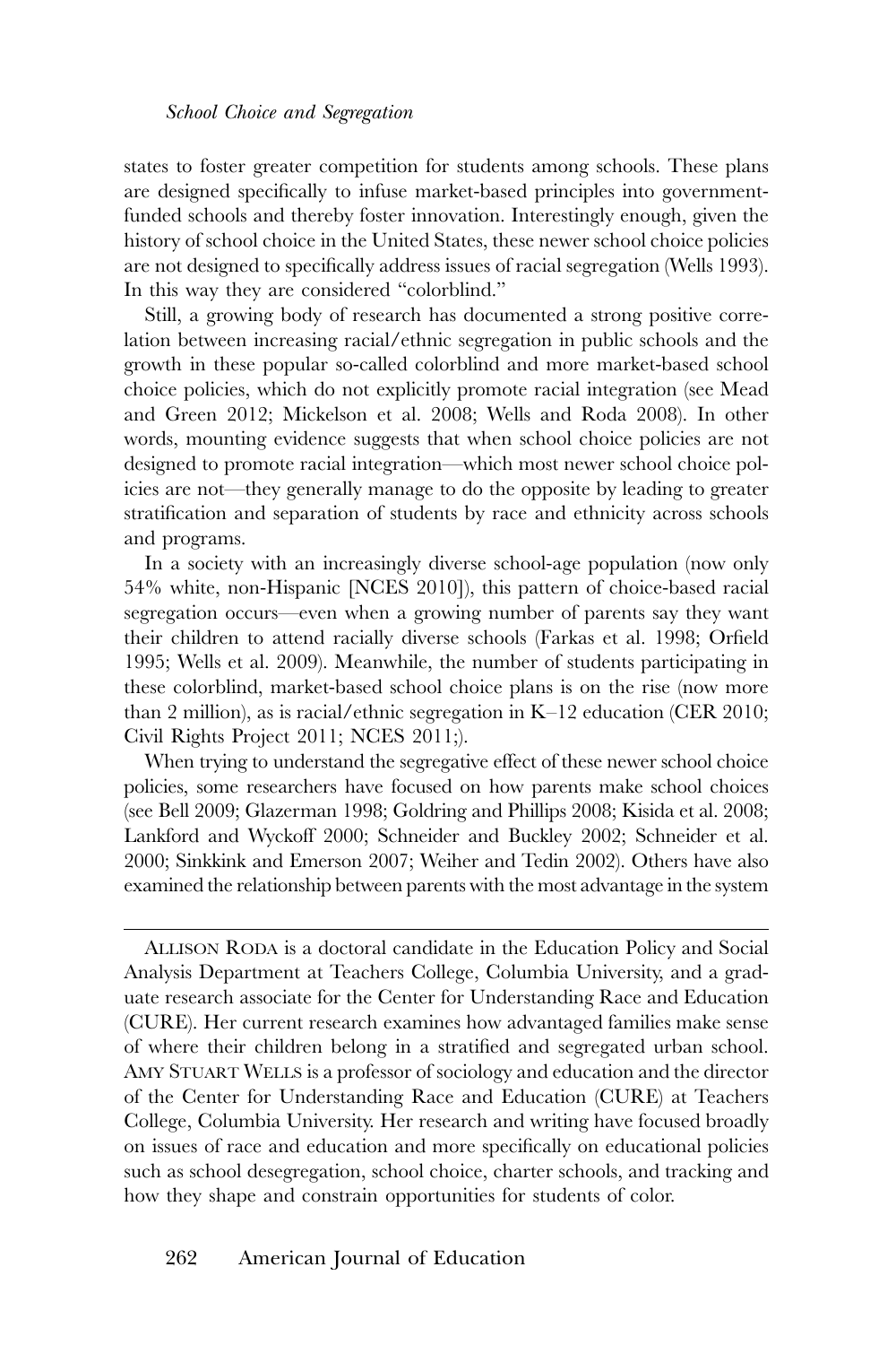states to foster greater competition for students among schools. These plans are designed specifically to infuse market-based principles into government-funded schools and thereby foster innovation. Interestingly enough, given the history of school choice in the United States, these newer school choice policies are not designed to specifically address issues of racial segregation (Wells 1993). In this way they are considered "colorblind."

Still, a growing body of research has documented a strong positive correlation between increasing racial/ethnic segregation in public schools and the growth in these popular so-called colorblind and more market-based school choice policies, which do not explicitly promote racial integration (see Mead and Green 2012; Mickelson et al. 2008; Wells and Roda 2008). In other words, mounting evidence suggests that when school choice policies are not designed to promote racial integration—which most newer school choice policies are not—they generally manage to do the opposite by leading to greater stratification and separation of students by race and ethnicity across schools and programs.

In a society with an increasingly diverse school-age population (now only 54% white, non-Hispanic [NCES 2010]), this pattern of choice-based racial segregation occurs—even when a growing number of parents say they want their children to attend racially diverse schools (Farkas et al. 1998; Orfield 1995; Wells et al. 2009). Meanwhile, the number of students participating in these colorblind, market-based school choice plans is on the rise (now more than 2 million), as is racial/ethnic segregation in K–12 education (CER 2010; Civil Rights Project 2011; NCES 2011;).

When trying to understand the segregative effect of these newer school choice policies, some researchers have focused on how parents make school choices (see Bell 2009; Glazerman 1998; Goldring and Phillips 2008; Kisida et al. 2008; Lankford and Wyckoff 2000; Schneider and Buckley 2002; Schneider et al. 2000; Sinkkink and Emerson 2007; Weiher and Tedin 2002). Others have also examined the relationship between parents with the most advantage in the system

---

Allison Roda is a doctoral candidate in the Education Policy and Social Analysis Department at Teachers College, Columbia University, and a graduate research associate for the Center for Understanding Race and Education (CURE). Her current research examines how advantaged families make sense of where their children belong in a stratified and segregated urban school. Amy Stuart Wells is a professor of sociology and education and the director of the Center for Understanding Race and Education (CURE) at Teachers College, Columbia University. Her research and writing have focused broadly on issues of race and education and more specifically on educational policies such as school desegregation, school choice, charter schools, and tracking and how they shape and constrain opportunities for students of color.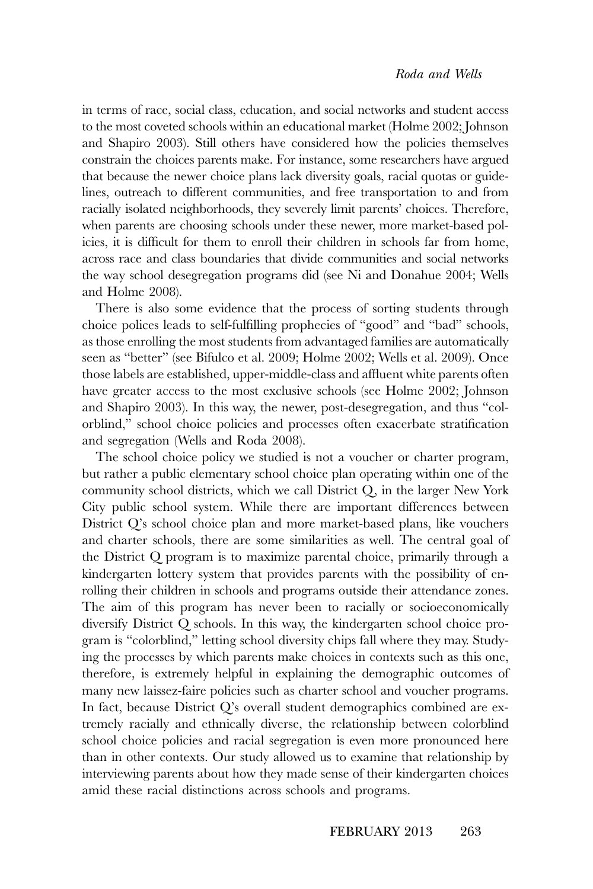in terms of race, social class, education, and social networks and student access to the most coveted schools within an educational market (Holme 2002; Johnson and Shapiro 2003). Still others have considered how the policies themselves constrain the choices parents make. For instance, some researchers have argued that because the newer choice plans lack diversity goals, racial quotas or guidelines, outreach to different communities, and free transportation to and from racially isolated neighborhoods, they severely limit parents' choices. Therefore, when parents are choosing schools under these newer, more market-based policies, it is difficult for them to enroll their children in schools far from home, across race and class boundaries that divide communities and social networks the way school desegregation programs did (see Ni and Donahue 2004; Wells and Holme 2008).

There is also some evidence that the process of sorting students through choice polices leads to self-fulfilling prophecies of "good" and "bad" schools, as those enrolling the most students from advantaged families are automatically seen as "better" (see Bifulco et al. 2009; Holme 2002; Wells et al. 2009). Once those labels are established, upper-middle-class and affluent white parents often have greater access to the most exclusive schools (see Holme 2002; Johnson and Shapiro 2003). In this way, the newer, post-desegregation, and thus "colorblind," school choice policies and processes often exacerbate stratification and segregation (Wells and Roda 2008).

The school choice policy we studied is not a voucher or charter program, but rather a public elementary school choice plan operating within one of the community school districts, which we call District Q, in the larger New York City public school system. While there are important differences between District Q's school choice plan and more market-based plans, like vouchers and charter schools, there are some similarities as well. The central goal of the District Q program is to maximize parental choice, primarily through a kindergarten lottery system that provides parents with the possibility of enrolling their children in schools and programs outside their attendance zones. The aim of this program has never been to racially or socioeconomically diversify District Q schools. In this way, the kindergarten school choice program is "colorblind," letting school diversity chips fall where they may. Studying the processes by which parents make choices in contexts such as this one, therefore, is extremely helpful in explaining the demographic outcomes of many new laissez-faire policies such as charter school and voucher programs. In fact, because District Q's overall student demographics combined are extremely racially and ethnically diverse, the relationship between colorblind school choice policies and racial segregation is even more pronounced here than in other contexts. Our study allowed us to examine that relationship by interviewing parents about how they made sense of their kindergarten choices amid these racial distinctions across schools and programs.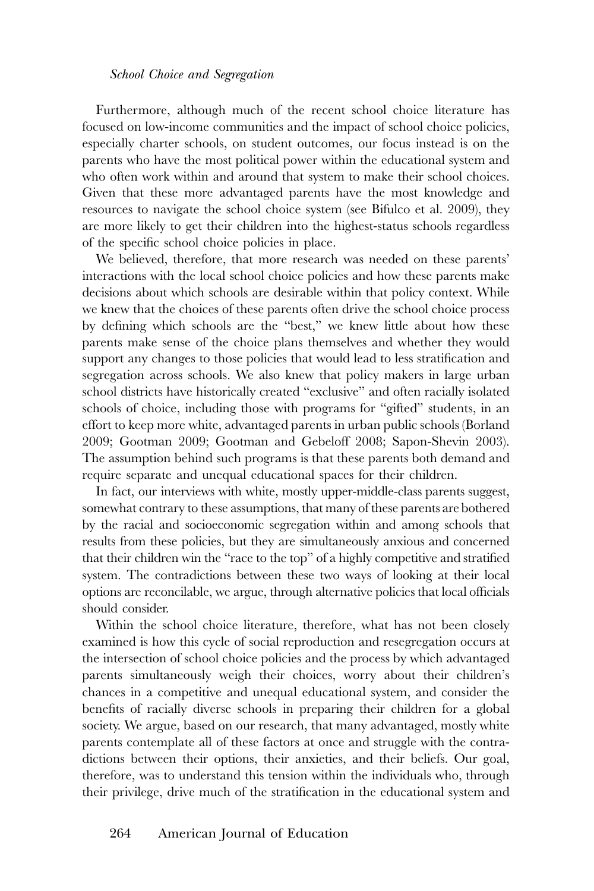Furthermore, although much of the recent school choice literature has focused on low-income communities and the impact of school choice policies, especially charter schools, on student outcomes, our focus instead is on the parents who have the most political power within the educational system and who often work within and around that system to make their school choices. Given that these more advantaged parents have the most knowledge and resources to navigate the school choice system (see Bifulco et al. 2009), they are more likely to get their children into the highest-status schools regardless of the specific school choice policies in place.

We believed, therefore, that more research was needed on these parents' interactions with the local school choice policies and how these parents make decisions about which schools are desirable within that policy context. While we knew that the choices of these parents often drive the school choice process by defining which schools are the "best," we knew little about how these parents make sense of the choice plans themselves and whether they would support any changes to those policies that would lead to less stratification and segregation across schools. We also knew that policy makers in large urban school districts have historically created "exclusive" and often racially isolated schools of choice, including those with programs for "gifted" students, in an effort to keep more white, advantaged parents in urban public schools (Borland 2009; Gootman 2009; Gootman and Gebeloff 2008; Sapon-Shevin 2003). The assumption behind such programs is that these parents both demand and require separate and unequal educational spaces for their children.

In fact, our interviews with white, mostly upper-middle-class parents suggest, somewhat contrary to these assumptions, that many of these parents are bothered by the racial and socioeconomic segregation within and among schools that results from these policies, but they are simultaneously anxious and concerned that their children win the "race to the top" of a highly competitive and stratified system. The contradictions between these two ways of looking at their local options are reconcilable, we argue, through alternative policies that local officials should consider.

Within the school choice literature, therefore, what has not been closely examined is how this cycle of social reproduction and resegregation occurs at the intersection of school choice policies and the process by which advantaged parents simultaneously weigh their choices, worry about their children's chances in a competitive and unequal educational system, and consider the benefits of racially diverse schools in preparing their children for a global society. We argue, based on our research, that many advantaged, mostly white parents contemplate all of these factors at once and struggle with the contradictions between their options, their anxieties, and their beliefs. Our goal, therefore, was to understand this tension within the individuals who, through their privilege, drive much of the stratification in the educational system and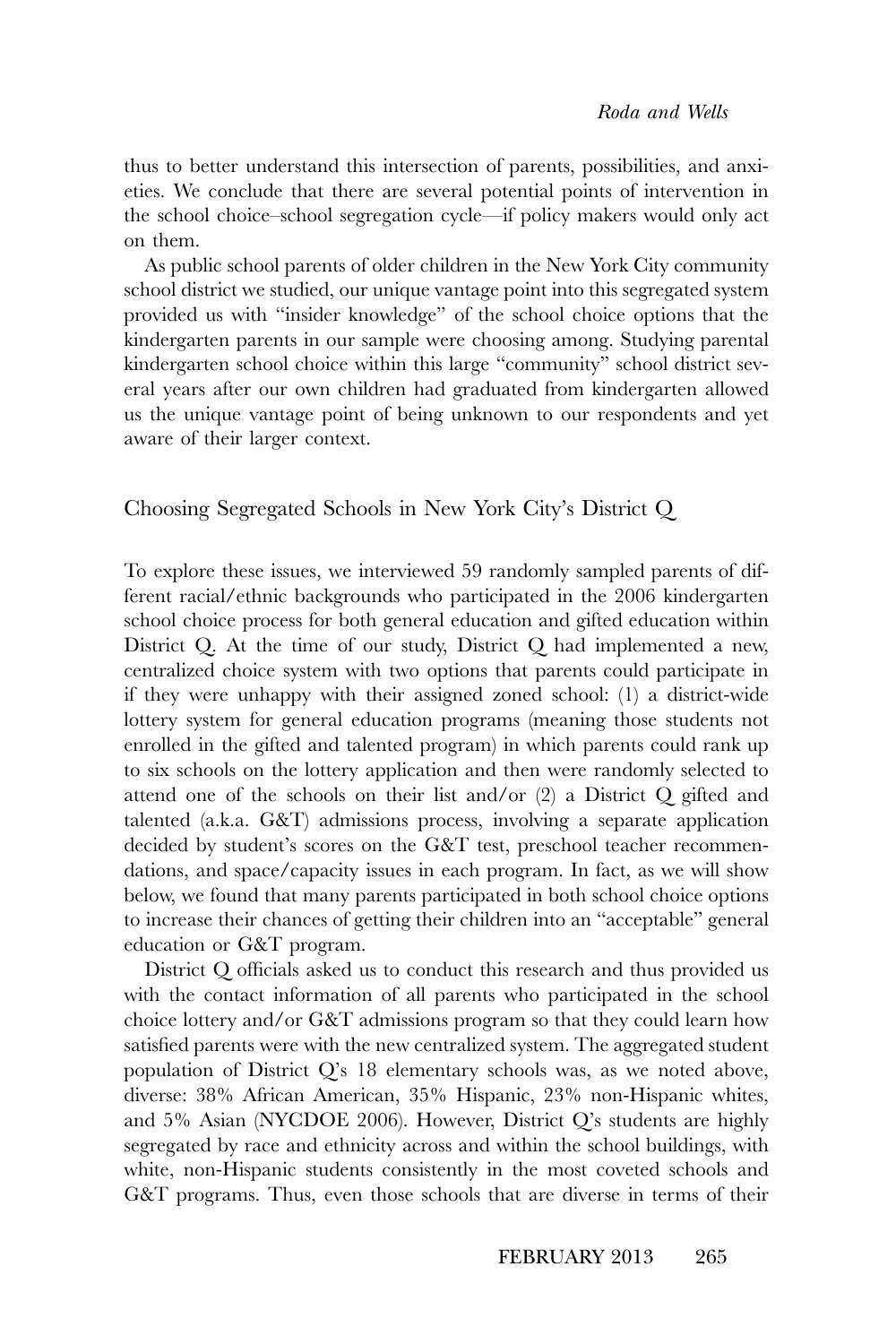thus to better understand this intersection of parents, possibilities, and anxieties. We conclude that there are several potential points of intervention in the school choice–school segregation cycle—if policy makers would only act on them.

As public school parents of older children in the New York City community school district we studied, our unique vantage point into this segregated system provided us with "insider knowledge" of the school choice options that the kindergarten parents in our sample were choosing among. Studying parental kindergarten school choice within this large "community" school district several years after our own children had graduated from kindergarten allowed us the unique vantage point of being unknown to our respondents and yet aware of their larger context.

## Choosing Segregated Schools in New York City's District Q

To explore these issues, we interviewed 59 randomly sampled parents of different racial/ethnic backgrounds who participated in the 2006 kindergarten school choice process for both general education and gifted education within District Q. At the time of our study, District Q had implemented a new, centralized choice system with two options that parents could participate in if they were unhappy with their assigned zoned school: (1) a district-wide lottery system for general education programs (meaning those students not enrolled in the gifted and talented program) in which parents could rank up to six schools on the lottery application and then were randomly selected to attend one of the schools on their list and/or (2) a District Q gifted and talented (a.k.a. G&T) admissions process, involving a separate application decided by student's scores on the G&T test, preschool teacher recommendations, and space/capacity issues in each program. In fact, as we will show below, we found that many parents participated in both school choice options to increase their chances of getting their children into an "acceptable" general education or G&T program.

District Q officials asked us to conduct this research and thus provided us with the contact information of all parents who participated in the school choice lottery and/or G&T admissions program so that they could learn how satisfied parents were with the new centralized system. The aggregated student population of District Q's 18 elementary schools was, as we noted above, diverse: 38% African American, 35% Hispanic, 23% non-Hispanic whites, and 5% Asian (NYCDOE 2006). However, District Q's students are highly segregated by race and ethnicity across and within the school buildings, with white, non-Hispanic students consistently in the most coveted schools and G&T programs. Thus, even those schools that are diverse in terms of their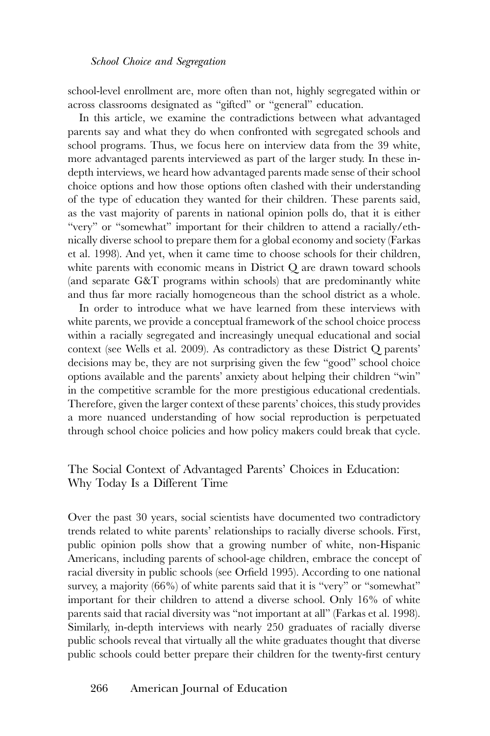school-level enrollment are, more often than not, highly segregated within or across classrooms designated as "gifted" or "general" education.

In this article, we examine the contradictions between what advantaged parents say and what they do when confronted with segregated schools and school programs. Thus, we focus here on interview data from the 39 white, more advantaged parents interviewed as part of the larger study. In these in-depth interviews, we heard how advantaged parents made sense of their school choice options and how those options often clashed with their understanding of the type of education they wanted for their children. These parents said, as the vast majority of parents in national opinion polls do, that it is either "very" or "somewhat" important for their children to attend a racially/ethnically diverse school to prepare them for a global economy and society (Farkas et al. 1998). And yet, when it came time to choose schools for their children, white parents with economic means in District Q are drawn toward schools (and separate G&T programs within schools) that are predominantly white and thus far more racially homogeneous than the school district as a whole.

In order to introduce what we have learned from these interviews with white parents, we provide a conceptual framework of the school choice process within a racially segregated and increasingly unequal educational and social context (see Wells et al. 2009). As contradictory as these District Q parents' decisions may be, they are not surprising given the few "good" school choice options available and the parents' anxiety about helping their children "win" in the competitive scramble for the more prestigious educational credentials. Therefore, given the larger context of these parents' choices, this study provides a more nuanced understanding of how social reproduction is perpetuated through school choice policies and how policy makers could break that cycle.

## The Social Context of Advantaged Parents' Choices in Education: Why Today Is a Different Time

Over the past 30 years, social scientists have documented two contradictory trends related to white parents' relationships to racially diverse schools. First, public opinion polls show that a growing number of white, non-Hispanic Americans, including parents of school-age children, embrace the concept of racial diversity in public schools (see Orfield 1995). According to one national survey, a majority (66%) of white parents said that it is "very" or "somewhat" important for their children to attend a diverse school. Only 16% of white parents said that racial diversity was "not important at all" (Farkas et al. 1998). Similarly, in-depth interviews with nearly 250 graduates of racially diverse public schools reveal that virtually all the white graduates thought that diverse public schools could better prepare their children for the twenty-first century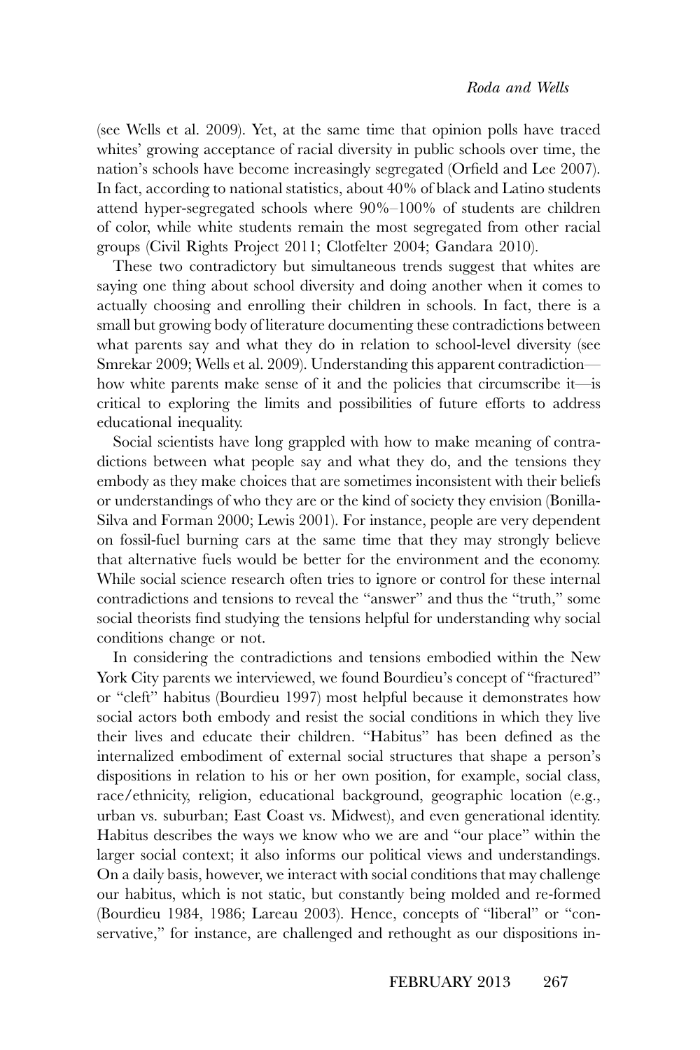(see Wells et al. 2009). Yet, at the same time that opinion polls have traced whites' growing acceptance of racial diversity in public schools over time, the nation's schools have become increasingly segregated (Orfield and Lee 2007). In fact, according to national statistics, about 40% of black and Latino students attend hyper-segregated schools where 90%–100% of students are children of color, while white students remain the most segregated from other racial groups (Civil Rights Project 2011; Clotfelter 2004; Gandara 2010).

These two contradictory but simultaneous trends suggest that whites are saying one thing about school diversity and doing another when it comes to actually choosing and enrolling their children in schools. In fact, there is a small but growing body of literature documenting these contradictions between what parents say and what they do in relation to school-level diversity (see Smrekar 2009; Wells et al. 2009). Understanding this apparent contradiction—how white parents make sense of it and the policies that circumscribe it—is critical to exploring the limits and possibilities of future efforts to address educational inequality.

Social scientists have long grappled with how to make meaning of contradictions between what people say and what they do, and the tensions they embody as they make choices that are sometimes inconsistent with their beliefs or understandings of who they are or the kind of society they envision (Bonilla-Silva and Forman 2000; Lewis 2001). For instance, people are very dependent on fossil-fuel burning cars at the same time that they may strongly believe that alternative fuels would be better for the environment and the economy. While social science research often tries to ignore or control for these internal contradictions and tensions to reveal the "answer" and thus the "truth," some social theorists find studying the tensions helpful for understanding why social conditions change or not.

In considering the contradictions and tensions embodied within the New York City parents we interviewed, we found Bourdieu's concept of "fractured" or "cleft" habitus (Bourdieu 1997) most helpful because it demonstrates how social actors both embody and resist the social conditions in which they live their lives and educate their children. "Habitus" has been defined as the internalized embodiment of external social structures that shape a person's dispositions in relation to his or her own position, for example, social class, race/ethnicity, religion, educational background, geographic location (e.g., urban vs. suburban; East Coast vs. Midwest), and even generational identity. Habitus describes the ways we know who we are and "our place" within the larger social context; it also informs our political views and understandings. On a daily basis, however, we interact with social conditions that may challenge our habitus, which is not static, but constantly being molded and re-formed (Bourdieu 1984, 1986; Lareau 2003). Hence, concepts of "liberal" or "conservative," for instance, are challenged and rethought as our dispositions in-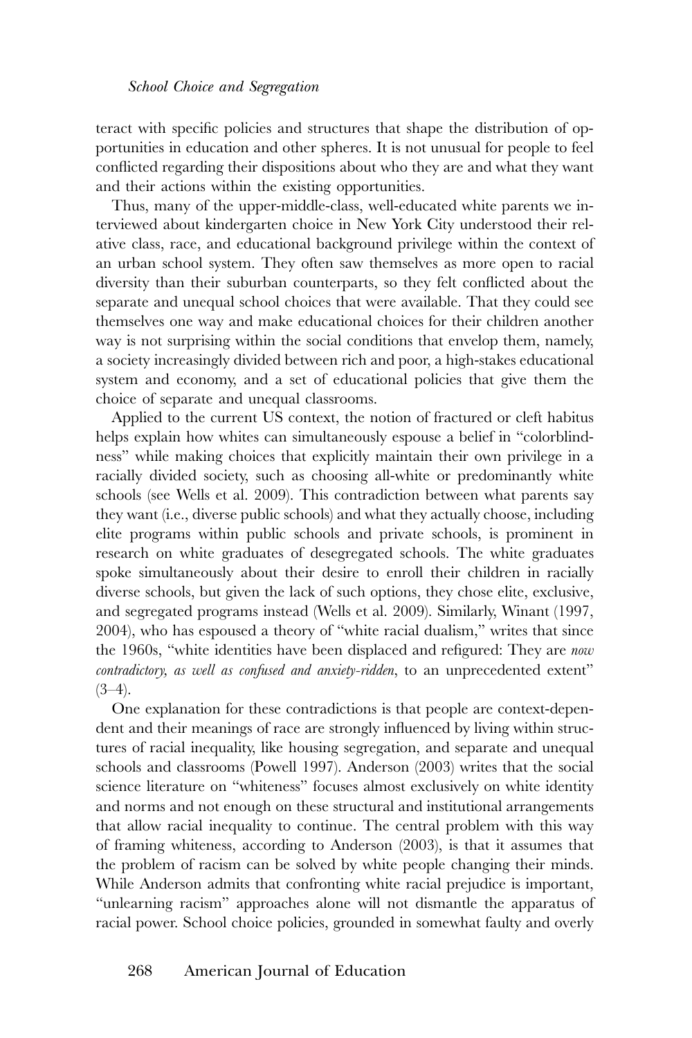teract with specific policies and structures that shape the distribution of opportunities in education and other spheres. It is not unusual for people to feel conflicted regarding their dispositions about who they are and what they want and their actions within the existing opportunities.

Thus, many of the upper-middle-class, well-educated white parents we interviewed about kindergarten choice in New York City understood their relative class, race, and educational background privilege within the context of an urban school system. They often saw themselves as more open to racial diversity than their suburban counterparts, so they felt conflicted about the separate and unequal school choices that were available. That they could see themselves one way and make educational choices for their children another way is not surprising within the social conditions that envelop them, namely, a society increasingly divided between rich and poor, a high-stakes educational system and economy, and a set of educational policies that give them the choice of separate and unequal classrooms.

Applied to the current US context, the notion of fractured or cleft habitus helps explain how whites can simultaneously espouse a belief in "colorblindness" while making choices that explicitly maintain their own privilege in a racially divided society, such as choosing all-white or predominantly white schools (see Wells et al. 2009). This contradiction between what parents say they want (i.e., diverse public schools) and what they actually choose, including elite programs within public schools and private schools, is prominent in research on white graduates of desegregated schools. The white graduates spoke simultaneously about their desire to enroll their children in racially diverse schools, but given the lack of such options, they chose elite, exclusive, and segregated programs instead (Wells et al. 2009). Similarly, Winant (1997, 2004), who has espoused a theory of "white racial dualism," writes that since the 1960s, "white identities have been displaced and refigured: They are *now contradictory, as well as confused and anxiety-ridden*, to an unprecedented extent" (3–4).

One explanation for these contradictions is that people are context-dependent and their meanings of race are strongly influenced by living within structures of racial inequality, like housing segregation, and separate and unequal schools and classrooms (Powell 1997). Anderson (2003) writes that the social science literature on "whiteness" focuses almost exclusively on white identity and norms and not enough on these structural and institutional arrangements that allow racial inequality to continue. The central problem with this way of framing whiteness, according to Anderson (2003), is that it assumes that the problem of racism can be solved by white people changing their minds. While Anderson admits that confronting white racial prejudice is important, "unlearning racism" approaches alone will not dismantle the apparatus of racial power. School choice policies, grounded in somewhat faulty and overly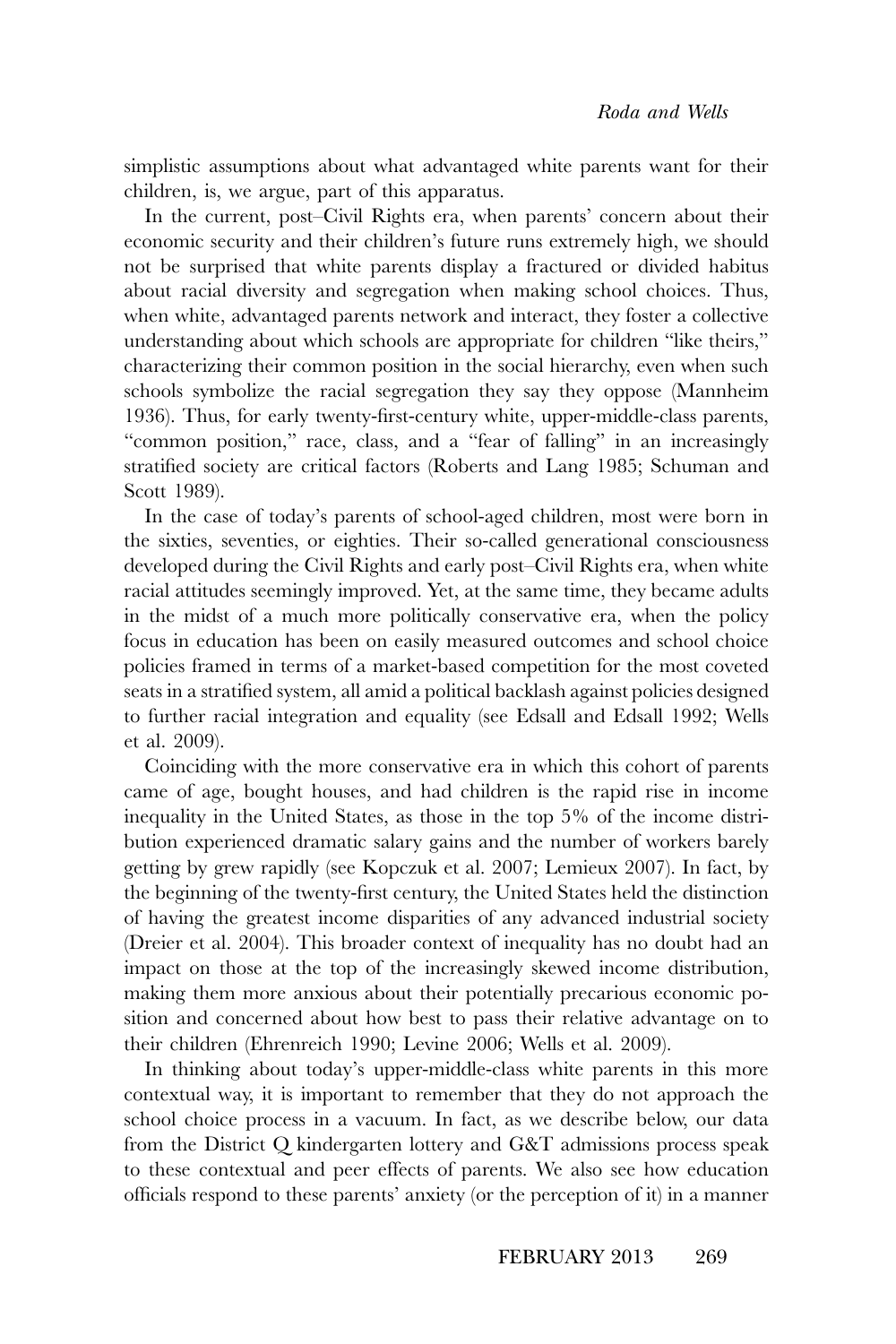simplistic assumptions about what advantaged white parents want for their children, is, we argue, part of this apparatus.

In the current, post–Civil Rights era, when parents' concern about their economic security and their children's future runs extremely high, we should not be surprised that white parents display a fractured or divided habitus about racial diversity and segregation when making school choices. Thus, when white, advantaged parents network and interact, they foster a collective understanding about which schools are appropriate for children "like theirs," characterizing their common position in the social hierarchy, even when such schools symbolize the racial segregation they say they oppose (Mannheim 1936). Thus, for early twenty-first-century white, upper-middle-class parents, "common position," race, class, and a "fear of falling" in an increasingly stratified society are critical factors (Roberts and Lang 1985; Schuman and Scott 1989).

In the case of today's parents of school-aged children, most were born in the sixties, seventies, or eighties. Their so-called generational consciousness developed during the Civil Rights and early post–Civil Rights era, when white racial attitudes seemingly improved. Yet, at the same time, they became adults in the midst of a much more politically conservative era, when the policy focus in education has been on easily measured outcomes and school choice policies framed in terms of a market-based competition for the most coveted seats in a stratified system, all amid a political backlash against policies designed to further racial integration and equality (see Edsall and Edsall 1992; Wells et al. 2009).

Coinciding with the more conservative era in which this cohort of parents came of age, bought houses, and had children is the rapid rise in income inequality in the United States, as those in the top 5% of the income distribution experienced dramatic salary gains and the number of workers barely getting by grew rapidly (see Kopczuk et al. 2007; Lemieux 2007). In fact, by the beginning of the twenty-first century, the United States held the distinction of having the greatest income disparities of any advanced industrial society (Dreier et al. 2004). This broader context of inequality has no doubt had an impact on those at the top of the increasingly skewed income distribution, making them more anxious about their potentially precarious economic position and concerned about how best to pass their relative advantage on to their children (Ehrenreich 1990; Levine 2006; Wells et al. 2009).

In thinking about today's upper-middle-class white parents in this more contextual way, it is important to remember that they do not approach the school choice process in a vacuum. In fact, as we describe below, our data from the District Q kindergarten lottery and G&T admissions process speak to these contextual and peer effects of parents. We also see how education officials respond to these parents' anxiety (or the perception of it) in a manner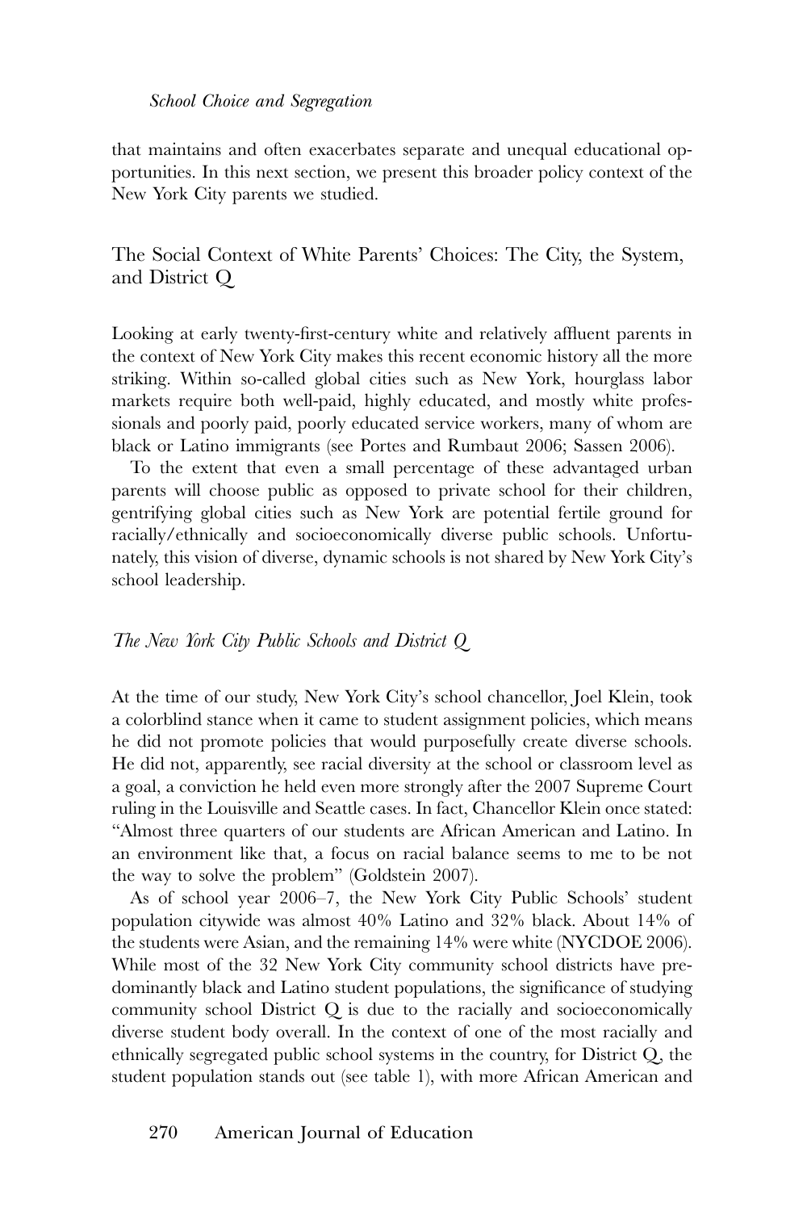that maintains and often exacerbates separate and unequal educational opportunities. In this next section, we present this broader policy context of the New York City parents we studied.

## The Social Context of White Parents' Choices: The City, the System, and District Q

Looking at early twenty-first-century white and relatively affluent parents in the context of New York City makes this recent economic history all the more striking. Within so-called global cities such as New York, hourglass labor markets require both well-paid, highly educated, and mostly white professionals and poorly paid, poorly educated service workers, many of whom are black or Latino immigrants (see Portes and Rumbaut 2006; Sassen 2006).

To the extent that even a small percentage of these advantaged urban parents will choose public as opposed to private school for their children, gentrifying global cities such as New York are potential fertile ground for racially/ethnically and socioeconomically diverse public schools. Unfortunately, this vision of diverse, dynamic schools is not shared by New York City's school leadership.

### *The New York City Public Schools and District Q*

At the time of our study, New York City's school chancellor, Joel Klein, took a colorblind stance when it came to student assignment policies, which means he did not promote policies that would purposefully create diverse schools. He did not, apparently, see racial diversity at the school or classroom level as a goal, a conviction he held even more strongly after the 2007 Supreme Court ruling in the Louisville and Seattle cases. In fact, Chancellor Klein once stated: "Almost three quarters of our students are African American and Latino. In an environment like that, a focus on racial balance seems to me to be not the way to solve the problem" (Goldstein 2007).

As of school year 2006–7, the New York City Public Schools' student population citywide was almost 40% Latino and 32% black. About 14% of the students were Asian, and the remaining 14% were white (NYCDOE 2006). While most of the 32 New York City community school districts have predominantly black and Latino student populations, the significance of studying community school District Q is due to the racially and socioeconomically diverse student body overall. In the context of one of the most racially and ethnically segregated public school systems in the country, for District Q, the student population stands out (see table 1), with more African American and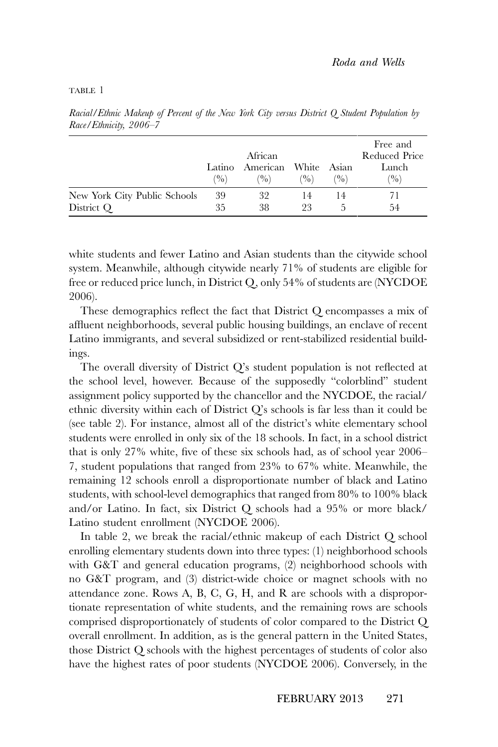TABLE 1

*Racial/Ethnic Makeup of Percent of the New York City versus District Q Student Population by Race/Ethnicity, 2006–7*

| | Latino (%) | African American (%) | White (%) | Asian (%) | Free and Reduced Price Lunch (%) |
|---|---|---|---|---|---|
| New York City Public Schools | 39 | 32 | 14 | 14 | 71 |
| District Q | 35 | 38 | 23 | 5 | 54 |

white students and fewer Latino and Asian students than the citywide school system. Meanwhile, although citywide nearly 71% of students are eligible for free or reduced price lunch, in District Q, only 54% of students are (NYCDOE 2006).

These demographics reflect the fact that District Q encompasses a mix of affluent neighborhoods, several public housing buildings, an enclave of recent Latino immigrants, and several subsidized or rent-stabilized residential buildings.

The overall diversity of District Q's student population is not reflected at the school level, however. Because of the supposedly "colorblind" student assignment policy supported by the chancellor and the NYCDOE, the racial/ethnic diversity within each of District Q's schools is far less than it could be (see table 2). For instance, almost all of the district's white elementary school students were enrolled in only six of the 18 schools. In fact, in a school district that is only 27% white, five of these six schools had, as of school year 2006–7, student populations that ranged from 23% to 67% white. Meanwhile, the remaining 12 schools enroll a disproportionate number of black and Latino students, with school-level demographics that ranged from 80% to 100% black and/or Latino. In fact, six District Q schools had a 95% or more black/Latino student enrollment (NYCDOE 2006).

In table 2, we break the racial/ethnic makeup of each District Q school enrolling elementary students down into three types: (1) neighborhood schools with G&T and general education programs, (2) neighborhood schools with no G&T program, and (3) district-wide choice or magnet schools with no attendance zone. Rows A, B, C, G, H, and R are schools with a disproportionate representation of white students, and the remaining rows are schools comprised disproportionately of students of color compared to the District Q overall enrollment. In addition, as is the general pattern in the United States, those District Q schools with the highest percentages of students of color also have the highest rates of poor students (NYCDOE 2006). Conversely, in the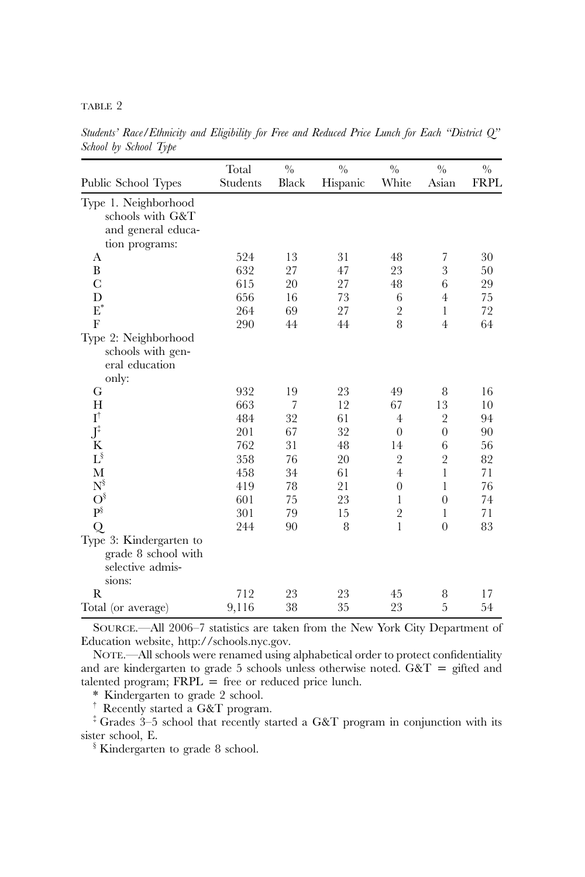TABLE 2

*Students' Race/Ethnicity and Eligibility for Free and Reduced Price Lunch for Each "District Q" School by School Type*

| Public School Types | Total Students | % Black | % Hispanic | % White | % Asian | % FRPL |
|---|---|---|---|---|---|---|
| Type 1. Neighborhood schools with G&T and general education programs: | | | | | | |
| A | 524 | 13 | 31 | 48 | 7 | 30 |
| B | 632 | 27 | 47 | 23 | 3 | 50 |
| C | 615 | 20 | 27 | 48 | 6 | 29 |
| D | 656 | 16 | 73 | 6 | 4 | 75 |
| E* | 264 | 69 | 27 | 2 | 1 | 72 |
| F | 290 | 44 | 44 | 8 | 4 | 64 |
| Type 2: Neighborhood schools with general education only: | | | | | | |
| G | 932 | 19 | 23 | 49 | 8 | 16 |
| H | 663 | 7 | 12 | 67 | 13 | 10 |
| I† | 484 | 32 | 61 | 4 | 2 | 94 |
| J‡ | 201 | 67 | 32 | 0 | 0 | 90 |
| K | 762 | 31 | 48 | 14 | 6 | 56 |
| L§ | 358 | 76 | 20 | 2 | 2 | 82 |
| M | 458 | 34 | 61 | 4 | 1 | 71 |
| N§ | 419 | 78 | 21 | 0 | 1 | 76 |
| O§ | 601 | 75 | 23 | 1 | 0 | 74 |
| P§ | 301 | 79 | 15 | 2 | 1 | 71 |
| Q | 244 | 90 | 8 | 1 | 0 | 83 |
| Type 3: Kindergarten to grade 8 school with selective admissions: | | | | | | |
| R | 712 | 23 | 23 | 45 | 8 | 17 |
| Total (or average) | 9,116 | 38 | 35 | 23 | 5 | 54 |

SOURCE.—All 2006–7 statistics are taken from the New York City Department of Education website, http://schools.nyc.gov.

NOTE.—All schools were renamed using alphabetical order to protect confidentiality and are kindergarten to grade 5 schools unless otherwise noted. G&T = gifted and talented program; FRPL = free or reduced price lunch.

\* Kindergarten to grade 2 school.

† Recently started a G&T program.

‡ Grades 3–5 school that recently started a G&T program in conjunction with its sister school, E.

§ Kindergarten to grade 8 school.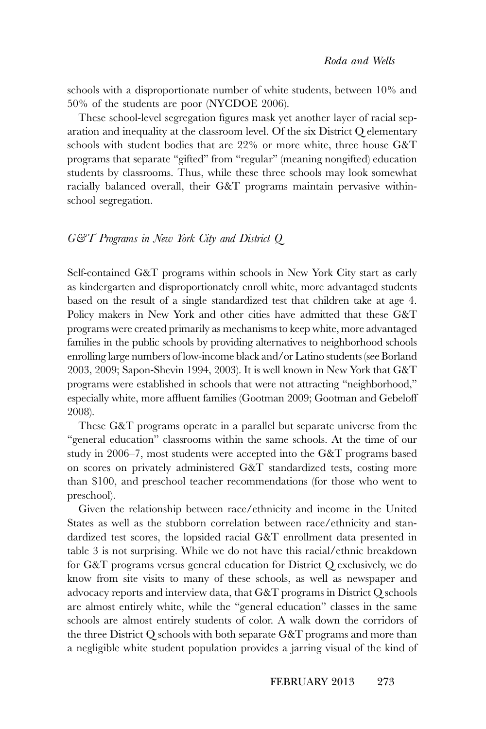schools with a disproportionate number of white students, between 10% and 50% of the students are poor (NYCDOE 2006).

These school-level segregation figures mask yet another layer of racial separation and inequality at the classroom level. Of the six District Q elementary schools with student bodies that are 22% or more white, three house G&T programs that separate "gifted" from "regular" (meaning nongifted) education students by classrooms. Thus, while these three schools may look somewhat racially balanced overall, their G&T programs maintain pervasive within-school segregation.

## *G&T Programs in New York City and District Q*

Self-contained G&T programs within schools in New York City start as early as kindergarten and disproportionately enroll white, more advantaged students based on the result of a single standardized test that children take at age 4. Policy makers in New York and other cities have admitted that these G&T programs were created primarily as mechanisms to keep white, more advantaged families in the public schools by providing alternatives to neighborhood schools enrolling large numbers of low-income black and/or Latino students (see Borland 2003, 2009; Sapon-Shevin 1994, 2003). It is well known in New York that G&T programs were established in schools that were not attracting "neighborhood," especially white, more affluent families (Gootman 2009; Gootman and Gebeloff 2008).

These G&T programs operate in a parallel but separate universe from the "general education" classrooms within the same schools. At the time of our study in 2006–7, most students were accepted into the G&T programs based on scores on privately administered G&T standardized tests, costing more than $100, and preschool teacher recommendations (for those who went to preschool).

Given the relationship between race/ethnicity and income in the United States as well as the stubborn correlation between race/ethnicity and standardized test scores, the lopsided racial G&T enrollment data presented in table 3 is not surprising. While we do not have this racial/ethnic breakdown for G&T programs versus general education for District Q exclusively, we do know from site visits to many of these schools, as well as newspaper and advocacy reports and interview data, that G&T programs in District Q schools are almost entirely white, while the "general education" classes in the same schools are almost entirely students of color. A walk down the corridors of the three District Q schools with both separate G&T programs and more than a negligible white student population provides a jarring visual of the kind of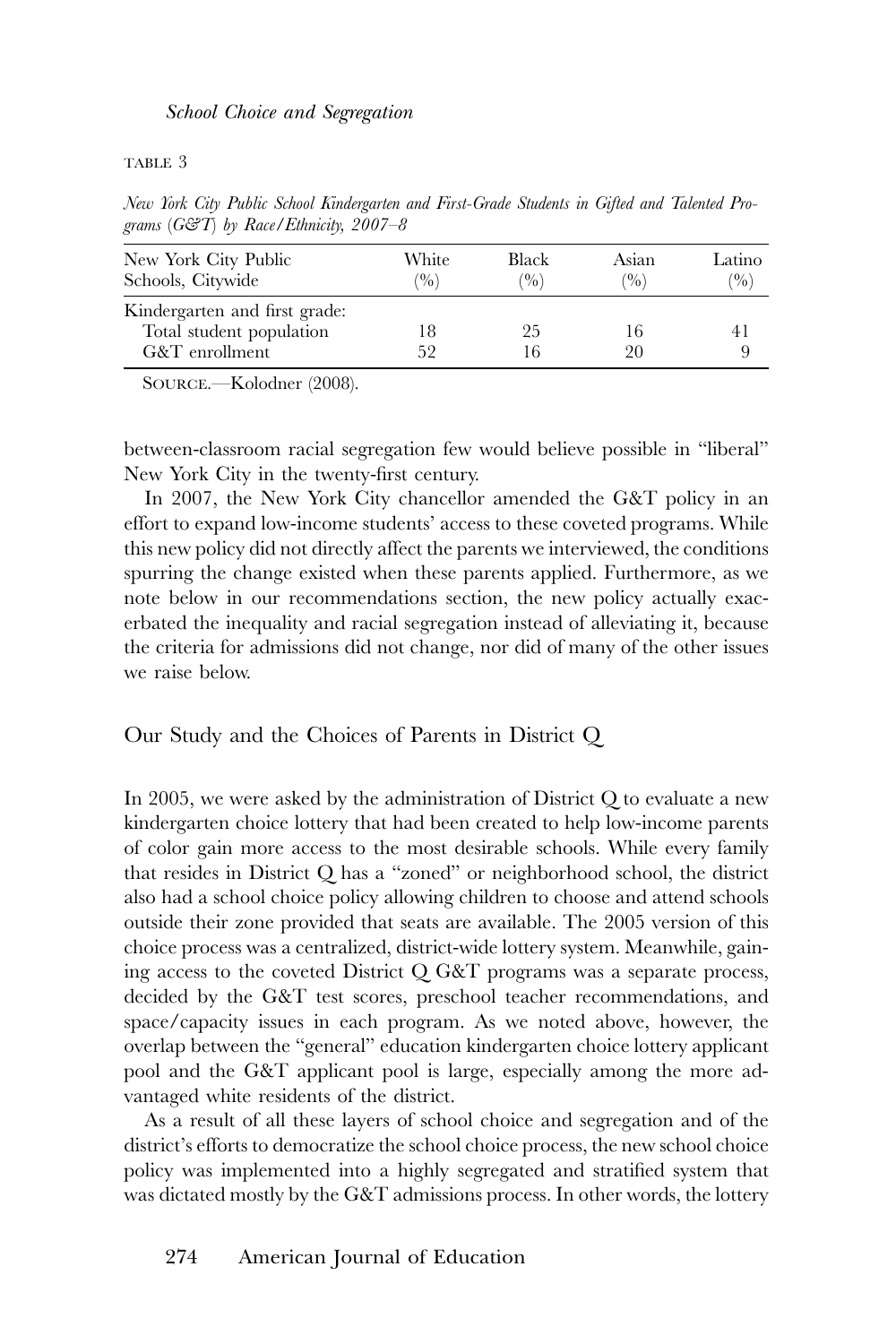TABLE 3

*New York City Public School Kindergarten and First-Grade Students in Gifted and Talented Programs (G&T) by Race/Ethnicity, 2007–8*

| New York City Public Schools, Citywide | White (%) | Black (%) | Asian (%) | Latino (%) |
|---|---|---|---|---|
| Kindergarten and first grade: | | | | |
| Total student population | 18 | 25 | 16 | 41 |
| G&T enrollment | 52 | 16 | 20 | 9 |

SOURCE.—Kolodner (2008).

between-classroom racial segregation few would believe possible in "liberal" New York City in the twenty-first century.

In 2007, the New York City chancellor amended the G&T policy in an effort to expand low-income students' access to these coveted programs. While this new policy did not directly affect the parents we interviewed, the conditions spurring the change existed when these parents applied. Furthermore, as we note below in our recommendations section, the new policy actually exacerbated the inequality and racial segregation instead of alleviating it, because the criteria for admissions did not change, nor did of many of the other issues we raise below.

## Our Study and the Choices of Parents in District Q

In 2005, we were asked by the administration of District Q to evaluate a new kindergarten choice lottery that had been created to help low-income parents of color gain more access to the most desirable schools. While every family that resides in District Q has a "zoned" or neighborhood school, the district also had a school choice policy allowing children to choose and attend schools outside their zone provided that seats are available. The 2005 version of this choice process was a centralized, district-wide lottery system. Meanwhile, gaining access to the coveted District Q G&T programs was a separate process, decided by the G&T test scores, preschool teacher recommendations, and space/capacity issues in each program. As we noted above, however, the overlap between the "general" education kindergarten choice lottery applicant pool and the G&T applicant pool is large, especially among the more advantaged white residents of the district.

As a result of all these layers of school choice and segregation and of the district's efforts to democratize the school choice process, the new school choice policy was implemented into a highly segregated and stratified system that was dictated mostly by the G&T admissions process. In other words, the lottery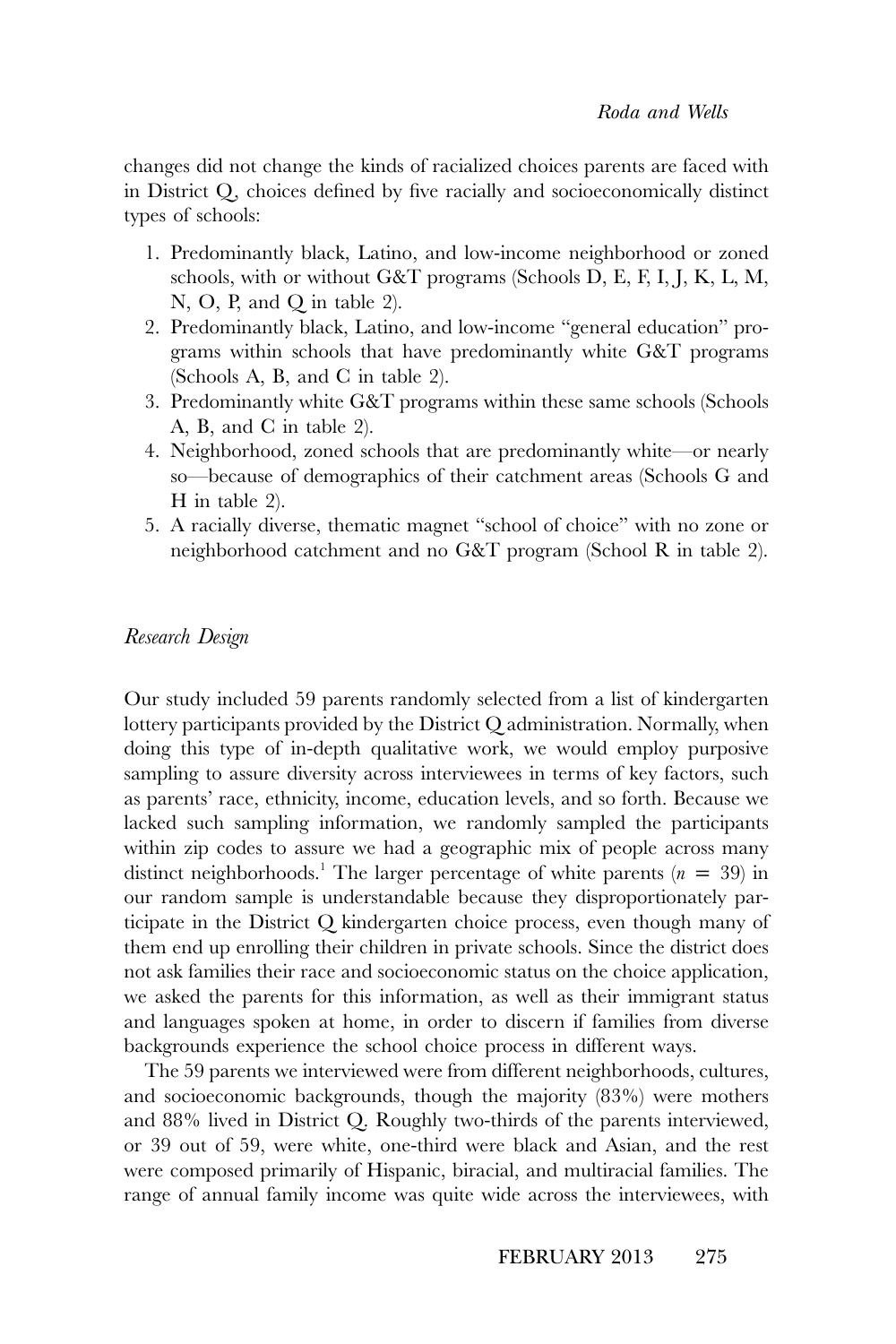changes did not change the kinds of racialized choices parents are faced with in District Q, choices defined by five racially and socioeconomically distinct types of schools:

1. Predominantly black, Latino, and low-income neighborhood or zoned schools, with or without G&T programs (Schools D, E, F, I, J, K, L, M, N, O, P, and Q in table 2).
2. Predominantly black, Latino, and low-income "general education" programs within schools that have predominantly white G&T programs (Schools A, B, and C in table 2).
3. Predominantly white G&T programs within these same schools (Schools A, B, and C in table 2).
4. Neighborhood, zoned schools that are predominantly white—or nearly so—because of demographics of their catchment areas (Schools G and H in table 2).
5. A racially diverse, thematic magnet "school of choice" with no zone or neighborhood catchment and no G&T program (School R in table 2).

## *Research Design*

Our study included 59 parents randomly selected from a list of kindergarten lottery participants provided by the District Q administration. Normally, when doing this type of in-depth qualitative work, we would employ purposive sampling to assure diversity across interviewees in terms of key factors, such as parents' race, ethnicity, income, education levels, and so forth. Because we lacked such sampling information, we randomly sampled the participants within zip codes to assure we had a geographic mix of people across many distinct neighborhoods.[1] The larger percentage of white parents ($n = 39$) in our random sample is understandable because they disproportionately participate in the District Q kindergarten choice process, even though many of them end up enrolling their children in private schools. Since the district does not ask families their race and socioeconomic status on the choice application, we asked the parents for this information, as well as their immigrant status and languages spoken at home, in order to discern if families from diverse backgrounds experience the school choice process in different ways.

The 59 parents we interviewed were from different neighborhoods, cultures, and socioeconomic backgrounds, though the majority (83%) were mothers and 88% lived in District Q. Roughly two-thirds of the parents interviewed, or 39 out of 59, were white, one-third were black and Asian, and the rest were composed primarily of Hispanic, biracial, and multiracial families. The range of annual family income was quite wide across the interviewees, with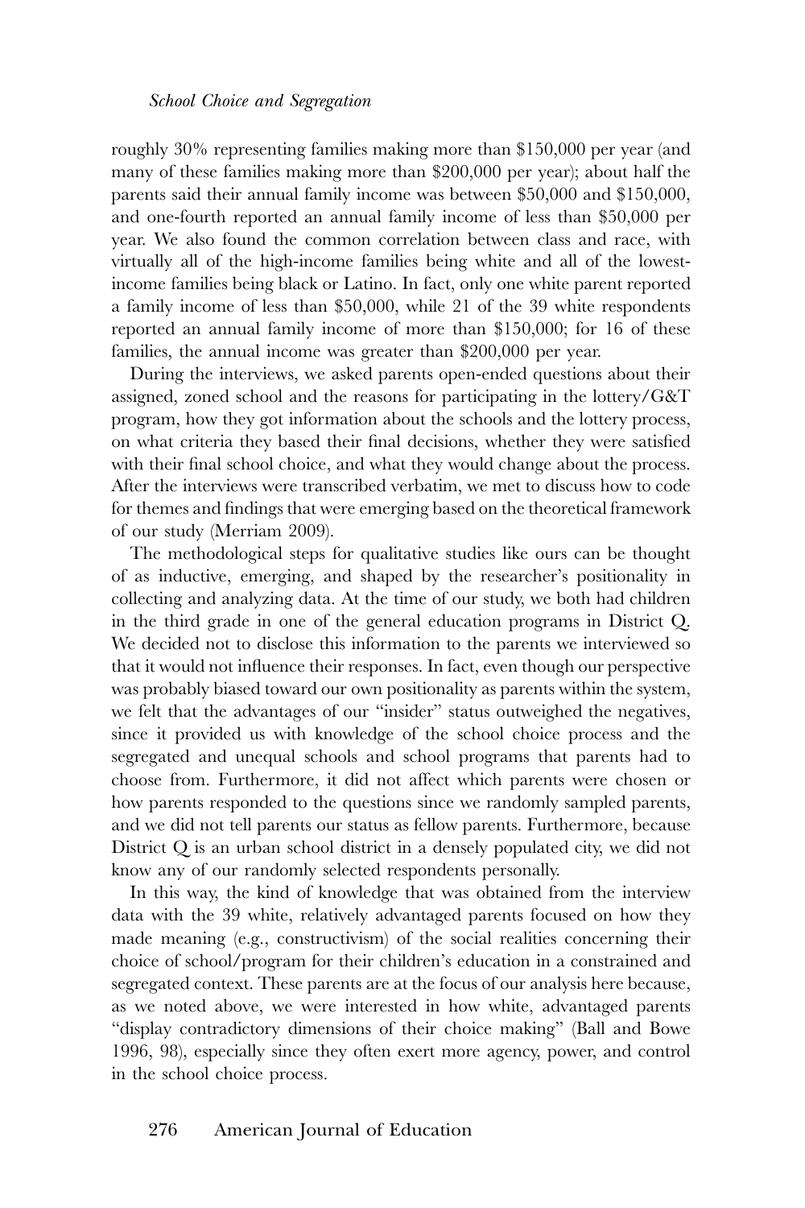roughly 30% representing families making more than $150,000 per year (and many of these families making more than $200,000 per year); about half the parents said their annual family income was between $50,000 and $150,000, and one-fourth reported an annual family income of less than $50,000 per year. We also found the common correlation between class and race, with virtually all of the high-income families being white and all of the lowest-income families being black or Latino. In fact, only one white parent reported a family income of less than $50,000, while 21 of the 39 white respondents reported an annual family income of more than $150,000; for 16 of these families, the annual income was greater than $200,000 per year.

During the interviews, we asked parents open-ended questions about their assigned, zoned school and the reasons for participating in the lottery/G&T program, how they got information about the schools and the lottery process, on what criteria they based their final decisions, whether they were satisfied with their final school choice, and what they would change about the process. After the interviews were transcribed verbatim, we met to discuss how to code for themes and findings that were emerging based on the theoretical framework of our study (Merriam 2009).

The methodological steps for qualitative studies like ours can be thought of as inductive, emerging, and shaped by the researcher's positionality in collecting and analyzing data. At the time of our study, we both had children in the third grade in one of the general education programs in District Q. We decided not to disclose this information to the parents we interviewed so that it would not influence their responses. In fact, even though our perspective was probably biased toward our own positionality as parents within the system, we felt that the advantages of our "insider" status outweighed the negatives, since it provided us with knowledge of the school choice process and the segregated and unequal schools and school programs that parents had to choose from. Furthermore, it did not affect which parents were chosen or how parents responded to the questions since we randomly sampled parents, and we did not tell parents our status as fellow parents. Furthermore, because District Q is an urban school district in a densely populated city, we did not know any of our randomly selected respondents personally.

In this way, the kind of knowledge that was obtained from the interview data with the 39 white, relatively advantaged parents focused on how they made meaning (e.g., constructivism) of the social realities concerning their choice of school/program for their children's education in a constrained and segregated context. These parents are at the focus of our analysis here because, as we noted above, we were interested in how white, advantaged parents "display contradictory dimensions of their choice making" (Ball and Bowe 1996, 98), especially since they often exert more agency, power, and control in the school choice process.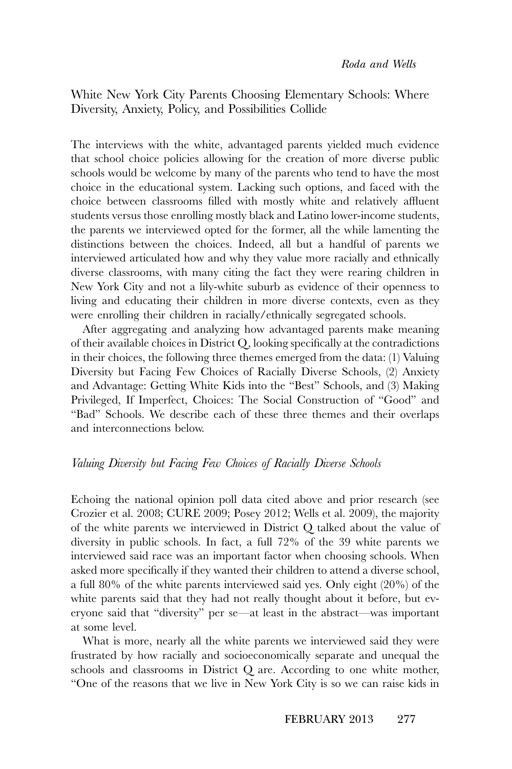White New York City Parents Choosing Elementary Schools: Where Diversity, Anxiety, Policy, and Possibilities Collide

The interviews with the white, advantaged parents yielded much evidence that school choice policies allowing for the creation of more diverse public schools would be welcome by many of the parents who tend to have the most choice in the educational system. Lacking such options, and faced with the choice between classrooms filled with mostly white and relatively affluent students versus those enrolling mostly black and Latino lower-income students, the parents we interviewed opted for the former, all the while lamenting the distinctions between the choices. Indeed, all but a handful of parents we interviewed articulated how and why they value more racially and ethnically diverse classrooms, with many citing the fact they were rearing children in New York City and not a lily-white suburb as evidence of their openness to living and educating their children in more diverse contexts, even as they were enrolling their children in racially/ethnically segregated schools.

After aggregating and analyzing how advantaged parents make meaning of their available choices in District Q, looking specifically at the contradictions in their choices, the following three themes emerged from the data: (1) Valuing Diversity but Facing Few Choices of Racially Diverse Schools, (2) Anxiety and Advantage: Getting White Kids into the "Best" Schools, and (3) Making Privileged, If Imperfect, Choices: The Social Construction of "Good" and "Bad" Schools. We describe each of these three themes and their overlaps and interconnections below.

*Valuing Diversity but Facing Few Choices of Racially Diverse Schools*

Echoing the national opinion poll data cited above and prior research (see Crozier et al. 2008; CURE 2009; Posey 2012; Wells et al. 2009), the majority of the white parents we interviewed in District Q talked about the value of diversity in public schools. In fact, a full 72% of the 39 white parents we interviewed said race was an important factor when choosing schools. When asked more specifically if they wanted their children to attend a diverse school, a full 80% of the white parents interviewed said yes. Only eight (20%) of the white parents said that they had not really thought about it before, but everyone said that "diversity" per se—at least in the abstract—was important at some level.

What is more, nearly all the white parents we interviewed said they were frustrated by how racially and socioeconomically separate and unequal the schools and classrooms in District Q are. According to one white mother, "One of the reasons that we live in New York City is so we can raise kids in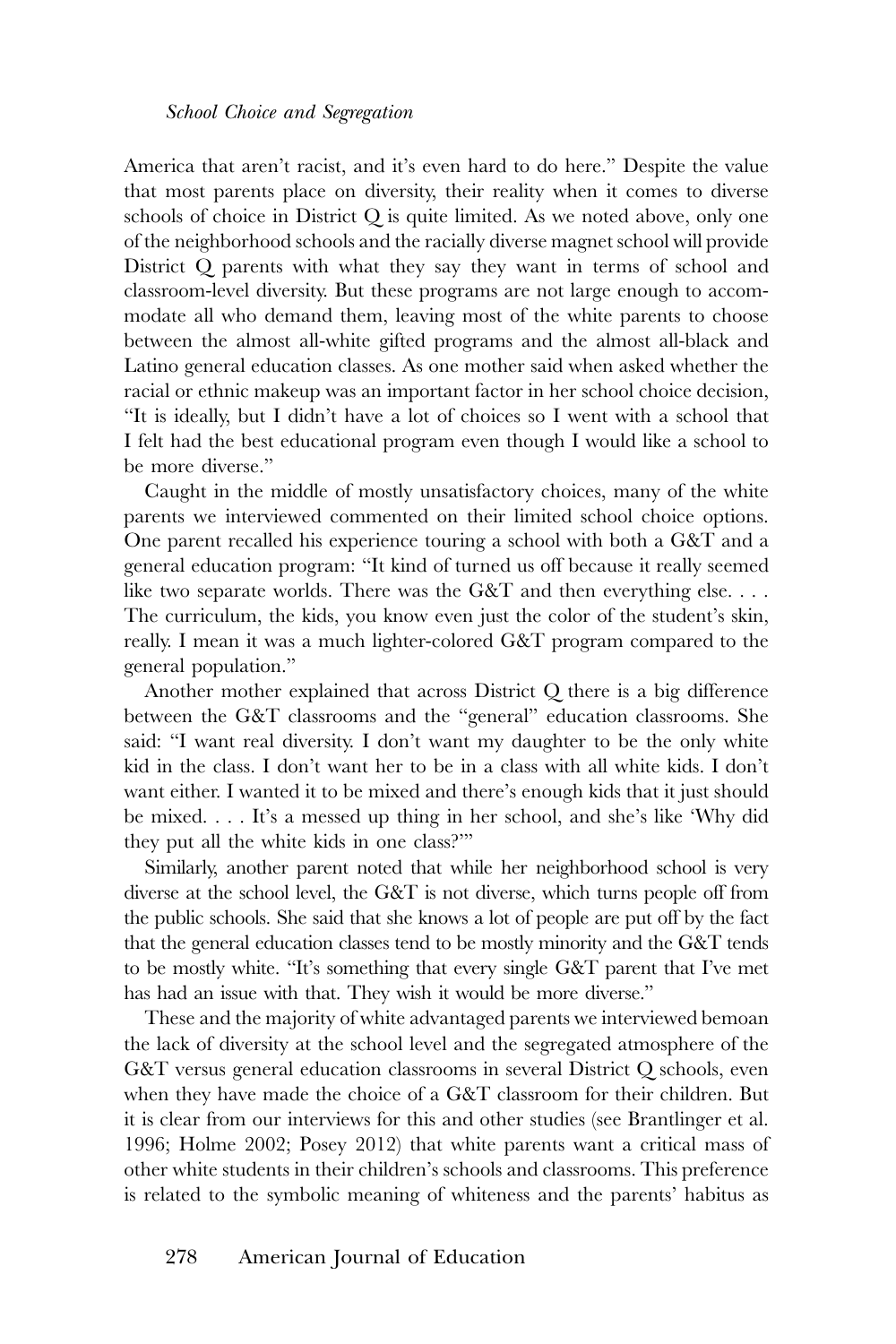America that aren't racist, and it's even hard to do here." Despite the value that most parents place on diversity, their reality when it comes to diverse schools of choice in District Q is quite limited. As we noted above, only one of the neighborhood schools and the racially diverse magnet school will provide District Q parents with what they say they want in terms of school and classroom-level diversity. But these programs are not large enough to accommodate all who demand them, leaving most of the white parents to choose between the almost all-white gifted programs and the almost all-black and Latino general education classes. As one mother said when asked whether the racial or ethnic makeup was an important factor in her school choice decision, "It is ideally, but I didn't have a lot of choices so I went with a school that I felt had the best educational program even though I would like a school to be more diverse."

Caught in the middle of mostly unsatisfactory choices, many of the white parents we interviewed commented on their limited school choice options. One parent recalled his experience touring a school with both a G&T and a general education program: "It kind of turned us off because it really seemed like two separate worlds. There was the G&T and then everything else. . . . The curriculum, the kids, you know even just the color of the student's skin, really. I mean it was a much lighter-colored G&T program compared to the general population."

Another mother explained that across District Q there is a big difference between the G&T classrooms and the "general" education classrooms. She said: "I want real diversity. I don't want my daughter to be the only white kid in the class. I don't want her to be in a class with all white kids. I don't want either. I wanted it to be mixed and there's enough kids that it just should be mixed. . . . It's a messed up thing in her school, and she's like 'Why did they put all the white kids in one class?'"

Similarly, another parent noted that while her neighborhood school is very diverse at the school level, the G&T is not diverse, which turns people off from the public schools. She said that she knows a lot of people are put off by the fact that the general education classes tend to be mostly minority and the G&T tends to be mostly white. "It's something that every single G&T parent that I've met has had an issue with that. They wish it would be more diverse."

These and the majority of white advantaged parents we interviewed bemoan the lack of diversity at the school level and the segregated atmosphere of the G&T versus general education classrooms in several District Q schools, even when they have made the choice of a G&T classroom for their children. But it is clear from our interviews for this and other studies (see Brantlinger et al. 1996; Holme 2002; Posey 2012) that white parents want a critical mass of other white students in their children's schools and classrooms. This preference is related to the symbolic meaning of whiteness and the parents' habitus as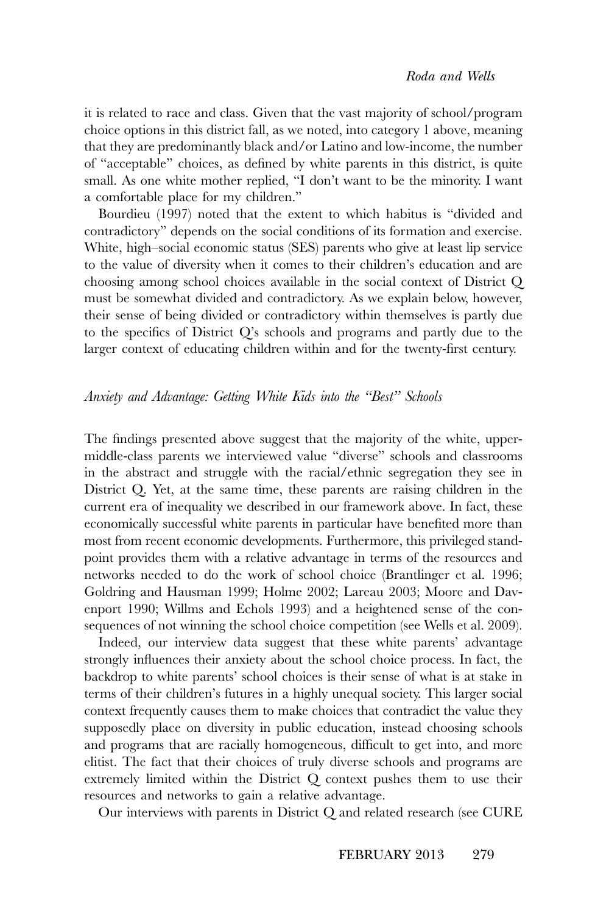it is related to race and class. Given that the vast majority of school/program choice options in this district fall, as we noted, into category 1 above, meaning that they are predominantly black and/or Latino and low-income, the number of "acceptable" choices, as defined by white parents in this district, is quite small. As one white mother replied, "I don't want to be the minority. I want a comfortable place for my children."

Bourdieu (1997) noted that the extent to which habitus is "divided and contradictory" depends on the social conditions of its formation and exercise. White, high–social economic status (SES) parents who give at least lip service to the value of diversity when it comes to their children's education and are choosing among school choices available in the social context of District Q must be somewhat divided and contradictory. As we explain below, however, their sense of being divided or contradictory within themselves is partly due to the specifics of District Q's schools and programs and partly due to the larger context of educating children within and for the twenty-first century.

### *Anxiety and Advantage: Getting White Kids into the "Best" Schools*

The findings presented above suggest that the majority of the white, upper-middle-class parents we interviewed value "diverse" schools and classrooms in the abstract and struggle with the racial/ethnic segregation they see in District Q. Yet, at the same time, these parents are raising children in the current era of inequality we described in our framework above. In fact, these economically successful white parents in particular have benefited more than most from recent economic developments. Furthermore, this privileged standpoint provides them with a relative advantage in terms of the resources and networks needed to do the work of school choice (Brantlinger et al. 1996; Goldring and Hausman 1999; Holme 2002; Lareau 2003; Moore and Davenport 1990; Willms and Echols 1993) and a heightened sense of the consequences of not winning the school choice competition (see Wells et al. 2009).

Indeed, our interview data suggest that these white parents' advantage strongly influences their anxiety about the school choice process. In fact, the backdrop to white parents' school choices is their sense of what is at stake in terms of their children's futures in a highly unequal society. This larger social context frequently causes them to make choices that contradict the value they supposedly place on diversity in public education, instead choosing schools and programs that are racially homogeneous, difficult to get into, and more elitist. The fact that their choices of truly diverse schools and programs are extremely limited within the District Q context pushes them to use their resources and networks to gain a relative advantage.

Our interviews with parents in District Q and related research (see CURE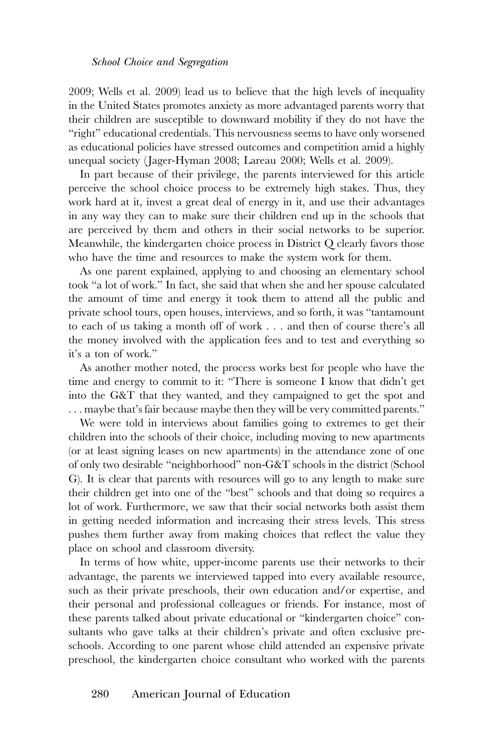2009; Wells et al. 2009) lead us to believe that the high levels of inequality in the United States promotes anxiety as more advantaged parents worry that their children are susceptible to downward mobility if they do not have the "right" educational credentials. This nervousness seems to have only worsened as educational policies have stressed outcomes and competition amid a highly unequal society (Jager-Hyman 2008; Lareau 2000; Wells et al. 2009).

In part because of their privilege, the parents interviewed for this article perceive the school choice process to be extremely high stakes. Thus, they work hard at it, invest a great deal of energy in it, and use their advantages in any way they can to make sure their children end up in the schools that are perceived by them and others in their social networks to be superior. Meanwhile, the kindergarten choice process in District Q clearly favors those who have the time and resources to make the system work for them.

As one parent explained, applying to and choosing an elementary school took "a lot of work." In fact, she said that when she and her spouse calculated the amount of time and energy it took them to attend all the public and private school tours, open houses, interviews, and so forth, it was "tantamount to each of us taking a month off of work . . . and then of course there's all the money involved with the application fees and to test and everything so it's a ton of work."

As another mother noted, the process works best for people who have the time and energy to commit to it: "There is someone I know that didn't get into the G&T that they wanted, and they campaigned to get the spot and . . . maybe that's fair because maybe then they will be very committed parents."

We were told in interviews about families going to extremes to get their children into the schools of their choice, including moving to new apartments (or at least signing leases on new apartments) in the attendance zone of one of only two desirable "neighborhood" non-G&T schools in the district (School G). It is clear that parents with resources will go to any length to make sure their children get into one of the "best" schools and that doing so requires a lot of work. Furthermore, we saw that their social networks both assist them in getting needed information and increasing their stress levels. This stress pushes them further away from making choices that reflect the value they place on school and classroom diversity.

In terms of how white, upper-income parents use their networks to their advantage, the parents we interviewed tapped into every available resource, such as their private preschools, their own education and/or expertise, and their personal and professional colleagues or friends. For instance, most of these parents talked about private educational or "kindergarten choice" consultants who gave talks at their children's private and often exclusive preschools. According to one parent whose child attended an expensive private preschool, the kindergarten choice consultant who worked with the parents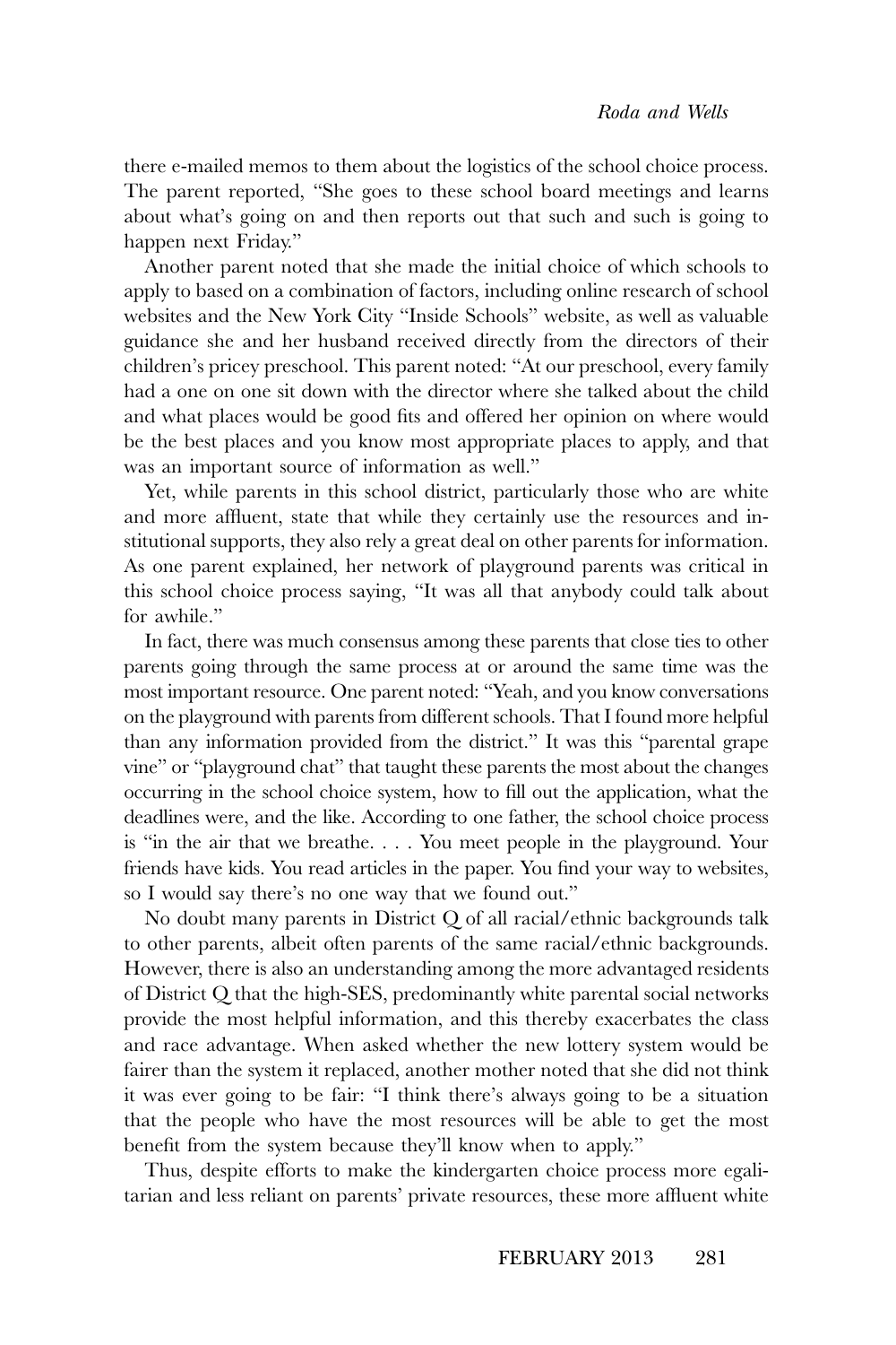there e-mailed memos to them about the logistics of the school choice process. The parent reported, "She goes to these school board meetings and learns about what's going on and then reports out that such and such is going to happen next Friday."

Another parent noted that she made the initial choice of which schools to apply to based on a combination of factors, including online research of school websites and the New York City "Inside Schools" website, as well as valuable guidance she and her husband received directly from the directors of their children's pricey preschool. This parent noted: "At our preschool, every family had a one on one sit down with the director where she talked about the child and what places would be good fits and offered her opinion on where would be the best places and you know most appropriate places to apply, and that was an important source of information as well."

Yet, while parents in this school district, particularly those who are white and more affluent, state that while they certainly use the resources and institutional supports, they also rely a great deal on other parents for information. As one parent explained, her network of playground parents was critical in this school choice process saying, "It was all that anybody could talk about for awhile."

In fact, there was much consensus among these parents that close ties to other parents going through the same process at or around the same time was the most important resource. One parent noted: "Yeah, and you know conversations on the playground with parents from different schools. That I found more helpful than any information provided from the district." It was this "parental grape vine" or "playground chat" that taught these parents the most about the changes occurring in the school choice system, how to fill out the application, what the deadlines were, and the like. According to one father, the school choice process is "in the air that we breathe. . . . You meet people in the playground. Your friends have kids. You read articles in the paper. You find your way to websites, so I would say there's no one way that we found out."

No doubt many parents in District Q of all racial/ethnic backgrounds talk to other parents, albeit often parents of the same racial/ethnic backgrounds. However, there is also an understanding among the more advantaged residents of District Q that the high-SES, predominantly white parental social networks provide the most helpful information, and this thereby exacerbates the class and race advantage. When asked whether the new lottery system would be fairer than the system it replaced, another mother noted that she did not think it was ever going to be fair: "I think there's always going to be a situation that the people who have the most resources will be able to get the most benefit from the system because they'll know when to apply."

Thus, despite efforts to make the kindergarten choice process more egalitarian and less reliant on parents' private resources, these more affluent white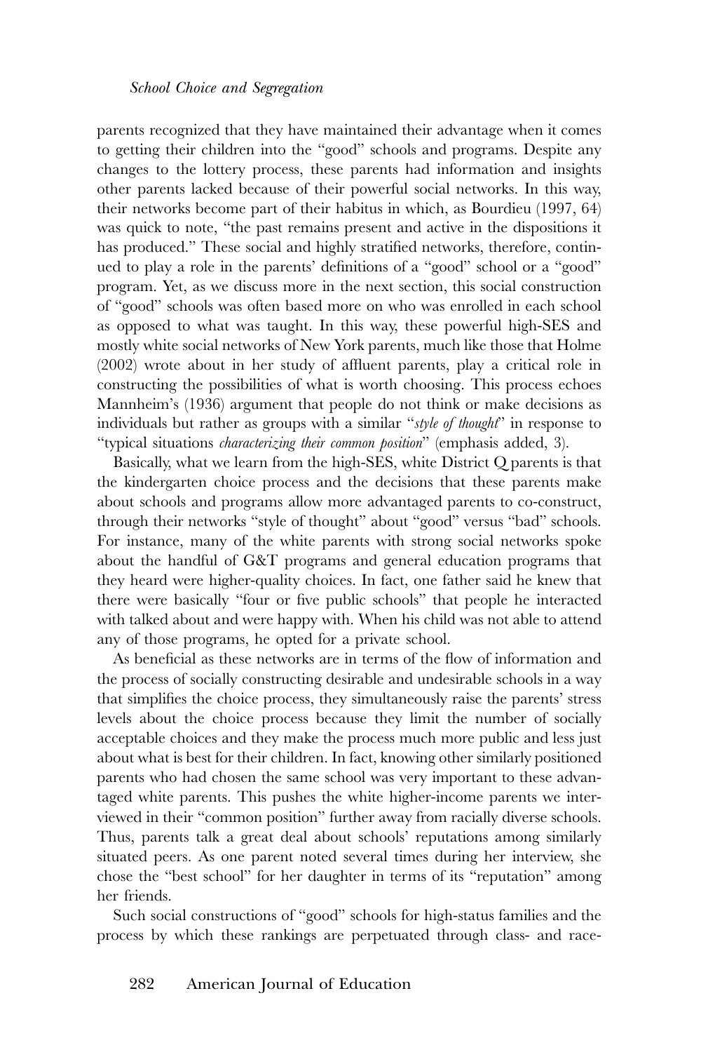parents recognized that they have maintained their advantage when it comes to getting their children into the "good" schools and programs. Despite any changes to the lottery process, these parents had information and insights other parents lacked because of their powerful social networks. In this way, their networks become part of their habitus in which, as Bourdieu (1997, 64) was quick to note, "the past remains present and active in the dispositions it has produced." These social and highly stratified networks, therefore, continued to play a role in the parents' definitions of a "good" school or a "good" program. Yet, as we discuss more in the next section, this social construction of "good" schools was often based more on who was enrolled in each school as opposed to what was taught. In this way, these powerful high-SES and mostly white social networks of New York parents, much like those that Holme (2002) wrote about in her study of affluent parents, play a critical role in constructing the possibilities of what is worth choosing. This process echoes Mannheim's (1936) argument that people do not think or make decisions as individuals but rather as groups with a similar "*style of thought*" in response to "typical situations *characterizing their common position*" (emphasis added, 3).

Basically, what we learn from the high-SES, white District Q parents is that the kindergarten choice process and the decisions that these parents make about schools and programs allow more advantaged parents to co-construct, through their networks "style of thought" about "good" versus "bad" schools. For instance, many of the white parents with strong social networks spoke about the handful of G&T programs and general education programs that they heard were higher-quality choices. In fact, one father said he knew that there were basically "four or five public schools" that people he interacted with talked about and were happy with. When his child was not able to attend any of those programs, he opted for a private school.

As beneficial as these networks are in terms of the flow of information and the process of socially constructing desirable and undesirable schools in a way that simplifies the choice process, they simultaneously raise the parents' stress levels about the choice process because they limit the number of socially acceptable choices and they make the process much more public and less just about what is best for their children. In fact, knowing other similarly positioned parents who had chosen the same school was very important to these advantaged white parents. This pushes the white higher-income parents we interviewed in their "common position" further away from racially diverse schools. Thus, parents talk a great deal about schools' reputations among similarly situated peers. As one parent noted several times during her interview, she chose the "best school" for her daughter in terms of its "reputation" among her friends.

Such social constructions of "good" schools for high-status families and the process by which these rankings are perpetuated through class- and race-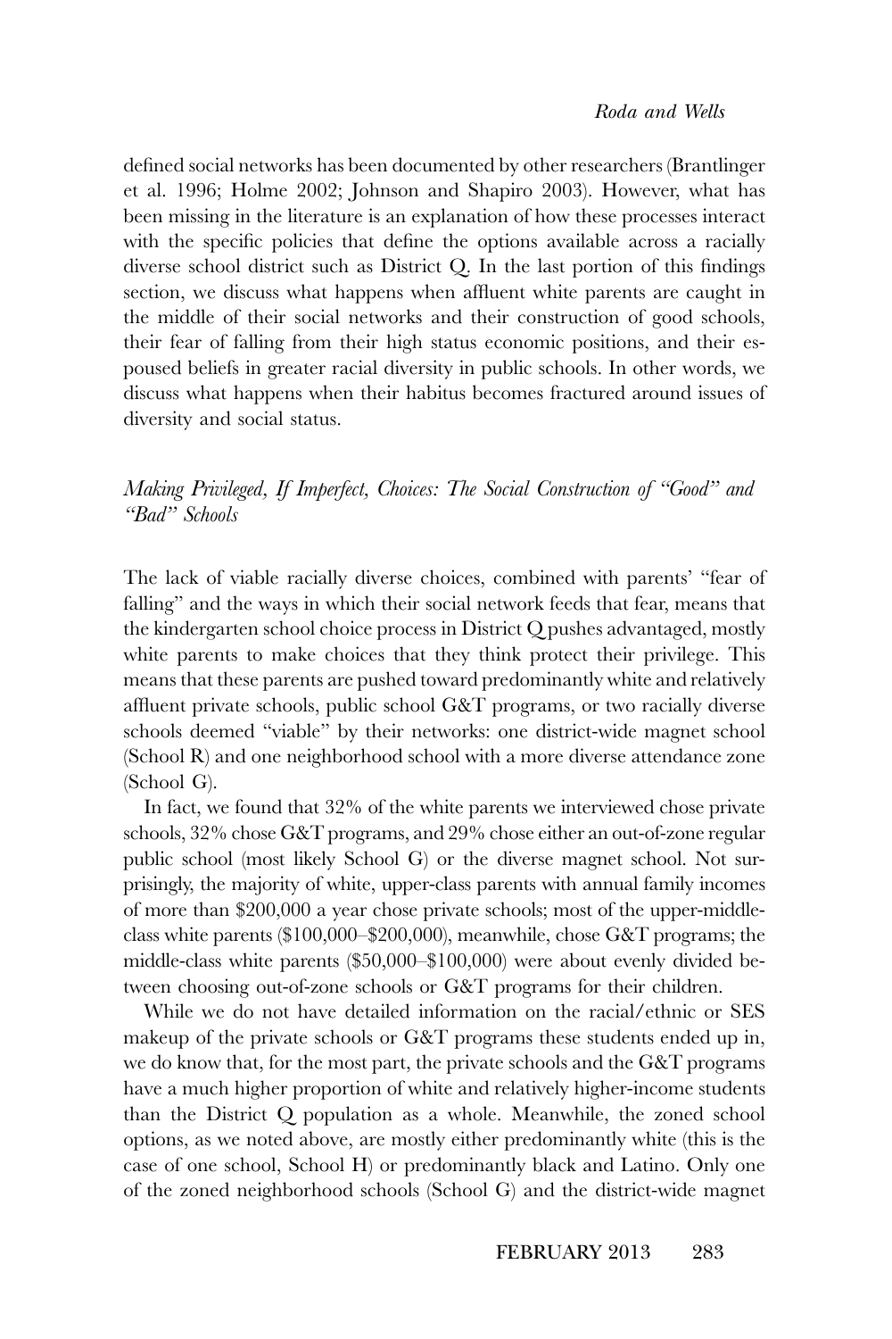defined social networks has been documented by other researchers (Brantlinger et al. 1996; Holme 2002; Johnson and Shapiro 2003). However, what has been missing in the literature is an explanation of how these processes interact with the specific policies that define the options available across a racially diverse school district such as District Q. In the last portion of this findings section, we discuss what happens when affluent white parents are caught in the middle of their social networks and their construction of good schools, their fear of falling from their high status economic positions, and their espoused beliefs in greater racial diversity in public schools. In other words, we discuss what happens when their habitus becomes fractured around issues of diversity and social status.

### *Making Privileged, If Imperfect, Choices: The Social Construction of "Good" and "Bad" Schools*

The lack of viable racially diverse choices, combined with parents' "fear of falling" and the ways in which their social network feeds that fear, means that the kindergarten school choice process in District Q pushes advantaged, mostly white parents to make choices that they think protect their privilege. This means that these parents are pushed toward predominantly white and relatively affluent private schools, public school G&T programs, or two racially diverse schools deemed "viable" by their networks: one district-wide magnet school (School R) and one neighborhood school with a more diverse attendance zone (School G).

In fact, we found that 32% of the white parents we interviewed chose private schools, 32% chose G&T programs, and 29% chose either an out-of-zone regular public school (most likely School G) or the diverse magnet school. Not surprisingly, the majority of white, upper-class parents with annual family incomes of more than $200,000 a year chose private schools; most of the upper-middle-class white parents ($100,000–$200,000), meanwhile, chose G&T programs; the middle-class white parents ($50,000–$100,000) were about evenly divided between choosing out-of-zone schools or G&T programs for their children.

While we do not have detailed information on the racial/ethnic or SES makeup of the private schools or G&T programs these students ended up in, we do know that, for the most part, the private schools and the G&T programs have a much higher proportion of white and relatively higher-income students than the District Q population as a whole. Meanwhile, the zoned school options, as we noted above, are mostly either predominantly white (this is the case of one school, School H) or predominantly black and Latino. Only one of the zoned neighborhood schools (School G) and the district-wide magnet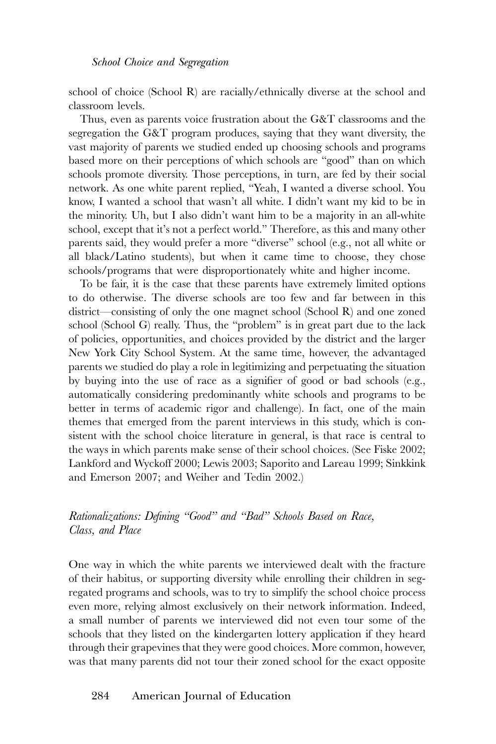school of choice (School R) are racially/ethnically diverse at the school and classroom levels.

Thus, even as parents voice frustration about the G&T classrooms and the segregation the G&T program produces, saying that they want diversity, the vast majority of parents we studied ended up choosing schools and programs based more on their perceptions of which schools are "good" than on which schools promote diversity. Those perceptions, in turn, are fed by their social network. As one white parent replied, "Yeah, I wanted a diverse school. You know, I wanted a school that wasn't all white. I didn't want my kid to be in the minority. Uh, but I also didn't want him to be a majority in an all-white school, except that it's not a perfect world." Therefore, as this and many other parents said, they would prefer a more "diverse" school (e.g., not all white or all black/Latino students), but when it came time to choose, they chose schools/programs that were disproportionately white and higher income.

To be fair, it is the case that these parents have extremely limited options to do otherwise. The diverse schools are too few and far between in this district—consisting of only the one magnet school (School R) and one zoned school (School G) really. Thus, the "problem" is in great part due to the lack of policies, opportunities, and choices provided by the district and the larger New York City School System. At the same time, however, the advantaged parents we studied do play a role in legitimizing and perpetuating the situation by buying into the use of race as a signifier of good or bad schools (e.g., automatically considering predominantly white schools and programs to be better in terms of academic rigor and challenge). In fact, one of the main themes that emerged from the parent interviews in this study, which is consistent with the school choice literature in general, is that race is central to the ways in which parents make sense of their school choices. (See Fiske 2002; Lankford and Wyckoff 2000; Lewis 2003; Saporito and Lareau 1999; Sinkkink and Emerson 2007; and Weiher and Tedin 2002.)

### *Rationalizations: Defining "Good" and "Bad" Schools Based on Race, Class, and Place*

One way in which the white parents we interviewed dealt with the fracture of their habitus, or supporting diversity while enrolling their children in segregated programs and schools, was to try to simplify the school choice process even more, relying almost exclusively on their network information. Indeed, a small number of parents we interviewed did not even tour some of the schools that they listed on the kindergarten lottery application if they heard through their grapevines that they were good choices. More common, however, was that many parents did not tour their zoned school for the exact opposite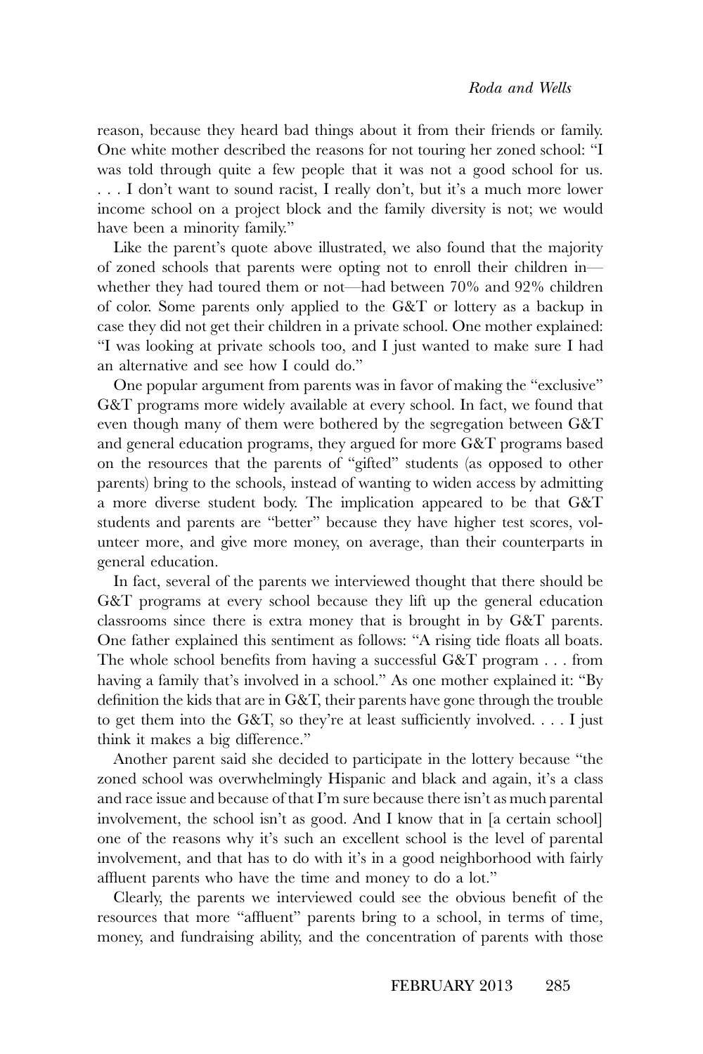reason, because they heard bad things about it from their friends or family. One white mother described the reasons for not touring her zoned school: "I was told through quite a few people that it was not a good school for us. . . . I don't want to sound racist, I really don't, but it's a much more lower income school on a project block and the family diversity is not; we would have been a minority family."

Like the parent's quote above illustrated, we also found that the majority of zoned schools that parents were opting not to enroll their children in—whether they had toured them or not—had between 70% and 92% children of color. Some parents only applied to the G&T or lottery as a backup in case they did not get their children in a private school. One mother explained: "I was looking at private schools too, and I just wanted to make sure I had an alternative and see how I could do."

One popular argument from parents was in favor of making the "exclusive" G&T programs more widely available at every school. In fact, we found that even though many of them were bothered by the segregation between G&T and general education programs, they argued for more G&T programs based on the resources that the parents of "gifted" students (as opposed to other parents) bring to the schools, instead of wanting to widen access by admitting a more diverse student body. The implication appeared to be that G&T students and parents are "better" because they have higher test scores, volunteer more, and give more money, on average, than their counterparts in general education.

In fact, several of the parents we interviewed thought that there should be G&T programs at every school because they lift up the general education classrooms since there is extra money that is brought in by G&T parents. One father explained this sentiment as follows: "A rising tide floats all boats. The whole school benefits from having a successful G&T program . . . from having a family that's involved in a school." As one mother explained it: "By definition the kids that are in G&T, their parents have gone through the trouble to get them into the G&T, so they're at least sufficiently involved. . . . I just think it makes a big difference."

Another parent said she decided to participate in the lottery because "the zoned school was overwhelmingly Hispanic and black and again, it's a class and race issue and because of that I'm sure because there isn't as much parental involvement, the school isn't as good. And I know that in [a certain school] one of the reasons why it's such an excellent school is the level of parental involvement, and that has to do with it's in a good neighborhood with fairly affluent parents who have the time and money to do a lot."

Clearly, the parents we interviewed could see the obvious benefit of the resources that more "affluent" parents bring to a school, in terms of time, money, and fundraising ability, and the concentration of parents with those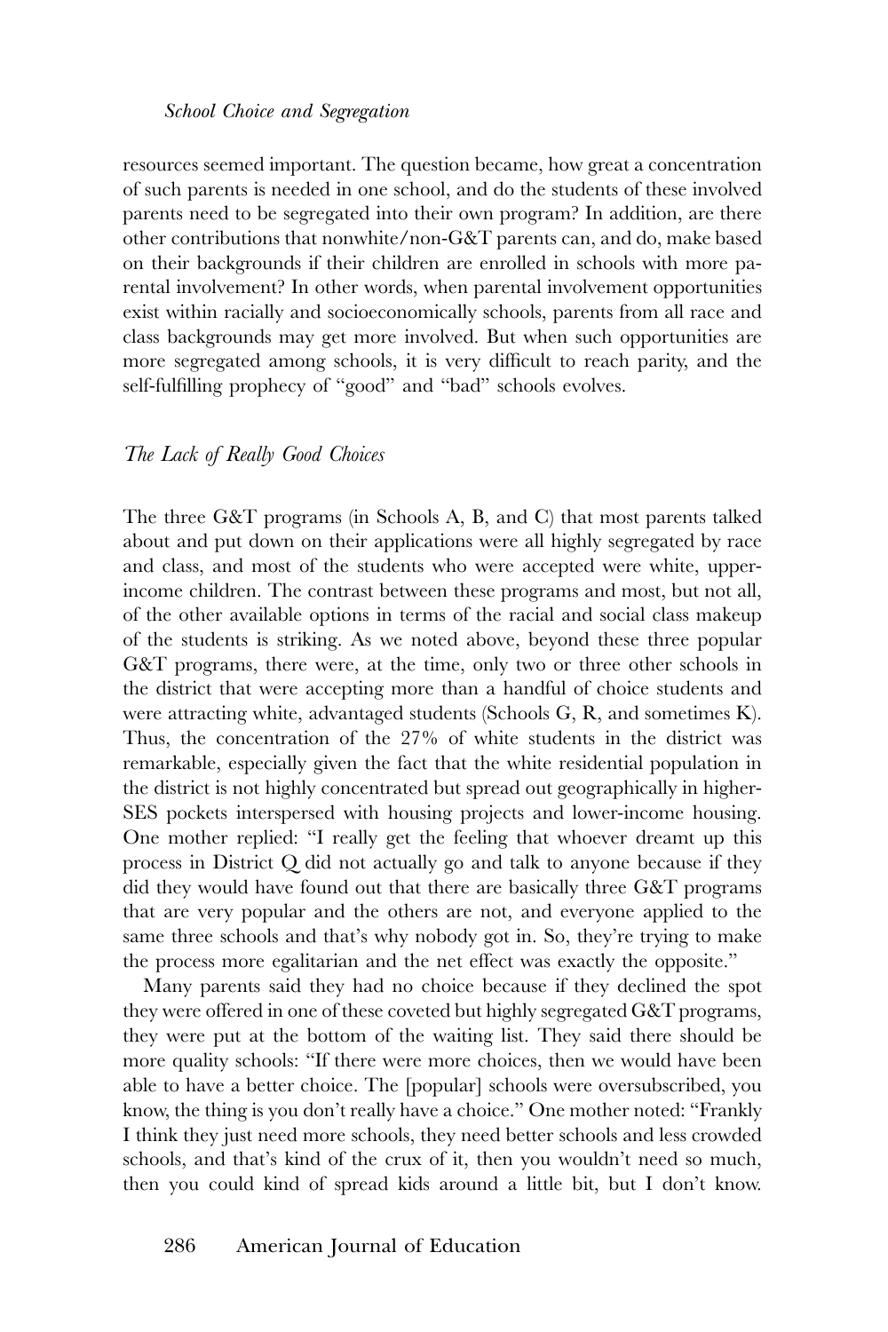resources seemed important. The question became, how great a concentration of such parents is needed in one school, and do the students of these involved parents need to be segregated into their own program? In addition, are there other contributions that nonwhite/non-G&T parents can, and do, make based on their backgrounds if their children are enrolled in schools with more parental involvement? In other words, when parental involvement opportunities exist within racially and socioeconomically schools, parents from all race and class backgrounds may get more involved. But when such opportunities are more segregated among schools, it is very difficult to reach parity, and the self-fulfilling prophecy of "good" and "bad" schools evolves.

## *The Lack of Really Good Choices*

The three G&T programs (in Schools A, B, and C) that most parents talked about and put down on their applications were all highly segregated by race and class, and most of the students who were accepted were white, upper-income children. The contrast between these programs and most, but not all, of the other available options in terms of the racial and social class makeup of the students is striking. As we noted above, beyond these three popular G&T programs, there were, at the time, only two or three other schools in the district that were accepting more than a handful of choice students and were attracting white, advantaged students (Schools G, R, and sometimes K). Thus, the concentration of the 27% of white students in the district was remarkable, especially given the fact that the white residential population in the district is not highly concentrated but spread out geographically in higher-SES pockets interspersed with housing projects and lower-income housing. One mother replied: "I really get the feeling that whoever dreamt up this process in District Q did not actually go and talk to anyone because if they did they would have found out that there are basically three G&T programs that are very popular and the others are not, and everyone applied to the same three schools and that's why nobody got in. So, they're trying to make the process more egalitarian and the net effect was exactly the opposite."

Many parents said they had no choice because if they declined the spot they were offered in one of these coveted but highly segregated G&T programs, they were put at the bottom of the waiting list. They said there should be more quality schools: "If there were more choices, then we would have been able to have a better choice. The [popular] schools were oversubscribed, you know, the thing is you don't really have a choice." One mother noted: "Frankly I think they just need more schools, they need better schools and less crowded schools, and that's kind of the crux of it, then you wouldn't need so much, then you could kind of spread kids around a little bit, but I don't know.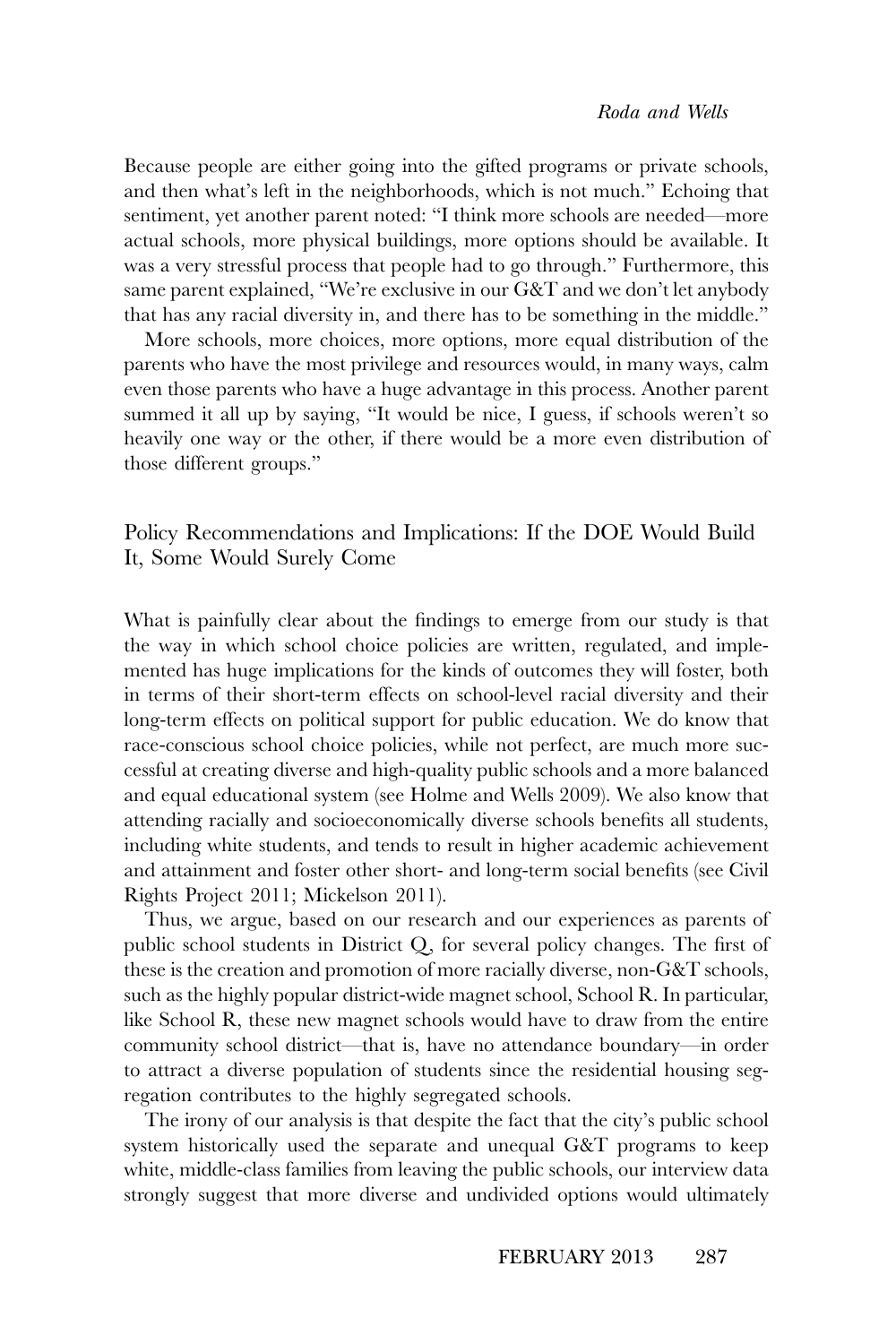Because people are either going into the gifted programs or private schools, and then what's left in the neighborhoods, which is not much." Echoing that sentiment, yet another parent noted: "I think more schools are needed—more actual schools, more physical buildings, more options should be available. It was a very stressful process that people had to go through." Furthermore, this same parent explained, "We're exclusive in our G&T and we don't let anybody that has any racial diversity in, and there has to be something in the middle."

More schools, more choices, more options, more equal distribution of the parents who have the most privilege and resources would, in many ways, calm even those parents who have a huge advantage in this process. Another parent summed it all up by saying, "It would be nice, I guess, if schools weren't so heavily one way or the other, if there would be a more even distribution of those different groups."

## Policy Recommendations and Implications: If the DOE Would Build It, Some Would Surely Come

What is painfully clear about the findings to emerge from our study is that the way in which school choice policies are written, regulated, and implemented has huge implications for the kinds of outcomes they will foster, both in terms of their short-term effects on school-level racial diversity and their long-term effects on political support for public education. We do know that race-conscious school choice policies, while not perfect, are much more successful at creating diverse and high-quality public schools and a more balanced and equal educational system (see Holme and Wells 2009). We also know that attending racially and socioeconomically diverse schools benefits all students, including white students, and tends to result in higher academic achievement and attainment and foster other short- and long-term social benefits (see Civil Rights Project 2011; Mickelson 2011).

Thus, we argue, based on our research and our experiences as parents of public school students in District Q, for several policy changes. The first of these is the creation and promotion of more racially diverse, non-G&T schools, such as the highly popular district-wide magnet school, School R. In particular, like School R, these new magnet schools would have to draw from the entire community school district—that is, have no attendance boundary—in order to attract a diverse population of students since the residential housing segregation contributes to the highly segregated schools.

The irony of our analysis is that despite the fact that the city's public school system historically used the separate and unequal G&T programs to keep white, middle-class families from leaving the public schools, our interview data strongly suggest that more diverse and undivided options would ultimately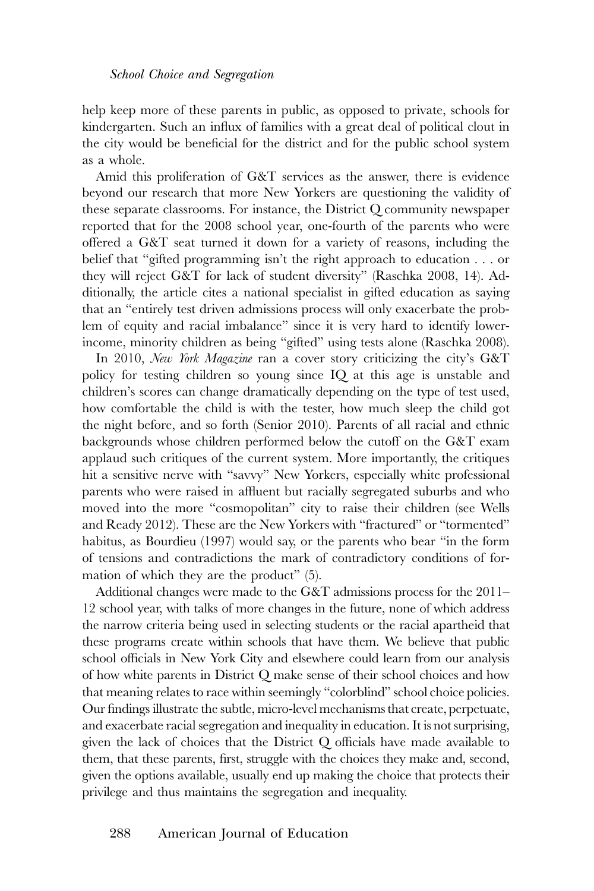help keep more of these parents in public, as opposed to private, schools for kindergarten. Such an influx of families with a great deal of political clout in the city would be beneficial for the district and for the public school system as a whole.

Amid this proliferation of G&T services as the answer, there is evidence beyond our research that more New Yorkers are questioning the validity of these separate classrooms. For instance, the District Q community newspaper reported that for the 2008 school year, one-fourth of the parents who were offered a G&T seat turned it down for a variety of reasons, including the belief that "gifted programming isn't the right approach to education . . . or they will reject G&T for lack of student diversity" (Raschka 2008, 14). Additionally, the article cites a national specialist in gifted education as saying that an "entirely test driven admissions process will only exacerbate the problem of equity and racial imbalance" since it is very hard to identify lower-income, minority children as being "gifted" using tests alone (Raschka 2008).

In 2010, *New York Magazine* ran a cover story criticizing the city's G&T policy for testing children so young since IQ at this age is unstable and children's scores can change dramatically depending on the type of test used, how comfortable the child is with the tester, how much sleep the child got the night before, and so forth (Senior 2010). Parents of all racial and ethnic backgrounds whose children performed below the cutoff on the G&T exam applaud such critiques of the current system. More importantly, the critiques hit a sensitive nerve with "savvy" New Yorkers, especially white professional parents who were raised in affluent but racially segregated suburbs and who moved into the more "cosmopolitan" city to raise their children (see Wells and Ready 2012). These are the New Yorkers with "fractured" or "tormented" habitus, as Bourdieu (1997) would say, or the parents who bear "in the form of tensions and contradictions the mark of contradictory conditions of formation of which they are the product" (5).

Additional changes were made to the G&T admissions process for the 2011–12 school year, with talks of more changes in the future, none of which address the narrow criteria being used in selecting students or the racial apartheid that these programs create within schools that have them. We believe that public school officials in New York City and elsewhere could learn from our analysis of how white parents in District Q make sense of their school choices and how that meaning relates to race within seemingly "colorblind" school choice policies. Our findings illustrate the subtle, micro-level mechanisms that create, perpetuate, and exacerbate racial segregation and inequality in education. It is not surprising, given the lack of choices that the District Q officials have made available to them, that these parents, first, struggle with the choices they make and, second, given the options available, usually end up making the choice that protects their privilege and thus maintains the segregation and inequality.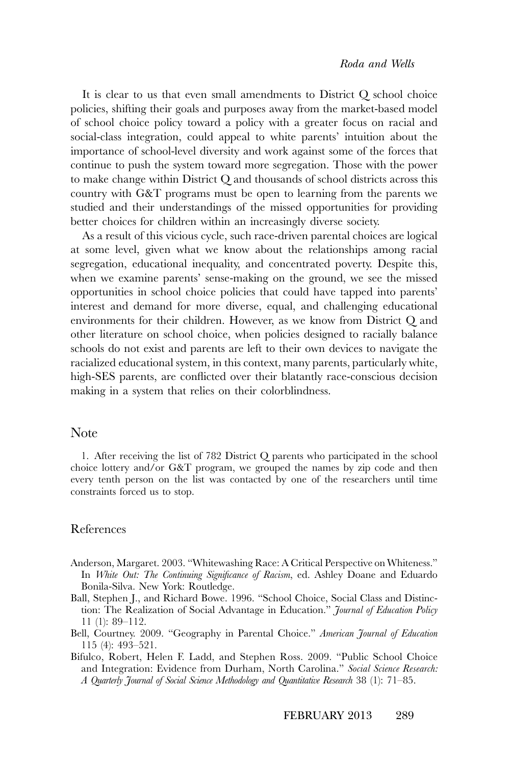It is clear to us that even small amendments to District Q school choice policies, shifting their goals and purposes away from the market-based model of school choice policy toward a policy with a greater focus on racial and social-class integration, could appeal to white parents' intuition about the importance of school-level diversity and work against some of the forces that continue to push the system toward more segregation. Those with the power to make change within District Q and thousands of school districts across this country with G&T programs must be open to learning from the parents we studied and their understandings of the missed opportunities for providing better choices for children within an increasingly diverse society.

As a result of this vicious cycle, such race-driven parental choices are logical at some level, given what we know about the relationships among racial segregation, educational inequality, and concentrated poverty. Despite this, when we examine parents' sense-making on the ground, we see the missed opportunities in school choice policies that could have tapped into parents' interest and demand for more diverse, equal, and challenging educational environments for their children. However, as we know from District Q and other literature on school choice, when policies designed to racially balance schools do not exist and parents are left to their own devices to navigate the racialized educational system, in this context, many parents, particularly white, high-SES parents, are conflicted over their blatantly race-conscious decision making in a system that relies on their colorblindness.

## Note

1. After receiving the list of 782 District Q parents who participated in the school choice lottery and/or G&T program, we grouped the names by zip code and then every tenth person on the list was contacted by one of the researchers until time constraints forced us to stop.

## References

Anderson, Margaret. 2003. "Whitewashing Race: A Critical Perspective on Whiteness." In *White Out: The Continuing Significance of Racism*, ed. Ashley Doane and Eduardo Bonila-Silva. New York: Routledge.

Ball, Stephen J., and Richard Bowe. 1996. "School Choice, Social Class and Distinction: The Realization of Social Advantage in Education." *Journal of Education Policy* 11 (1): 89–112.

Bell, Courtney. 2009. "Geography in Parental Choice." *American Journal of Education* 115 (4): 493–521.

Bifulco, Robert, Helen F. Ladd, and Stephen Ross. 2009. "Public School Choice and Integration: Evidence from Durham, North Carolina." *Social Science Research: A Quarterly Journal of Social Science Methodology and Quantitative Research* 38 (1): 71–85.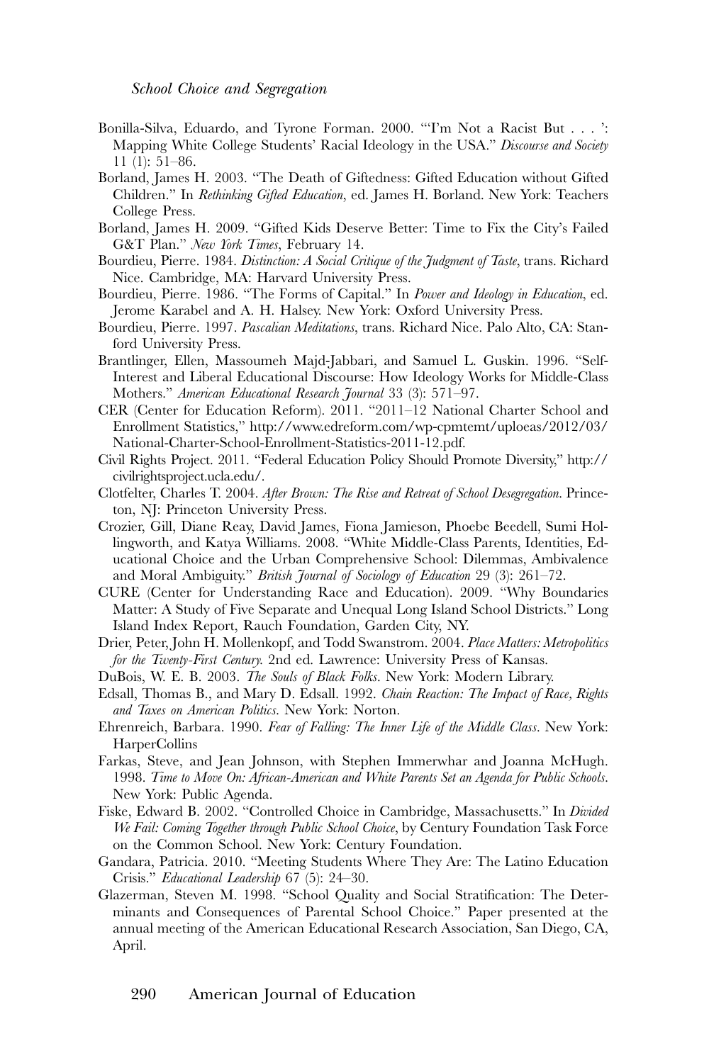Bonilla-Silva, Eduardo, and Tyrone Forman. 2000. "'I'm Not a Racist But . . . ': Mapping White College Students' Racial Ideology in the USA." *Discourse and Society* 11 (1): 51–86.

Borland, James H. 2003. "The Death of Giftedness: Gifted Education without Gifted Children." In *Rethinking Gifted Education*, ed. James H. Borland. New York: Teachers College Press.

Borland, James H. 2009. "Gifted Kids Deserve Better: Time to Fix the City's Failed G&T Plan." *New York Times*, February 14.

Bourdieu, Pierre. 1984. *Distinction: A Social Critique of the Judgment of Taste*, trans. Richard Nice. Cambridge, MA: Harvard University Press.

Bourdieu, Pierre. 1986. "The Forms of Capital." In *Power and Ideology in Education*, ed. Jerome Karabel and A. H. Halsey. New York: Oxford University Press.

Bourdieu, Pierre. 1997. *Pascalian Meditations*, trans. Richard Nice. Palo Alto, CA: Stanford University Press.

Brantlinger, Ellen, Massoumeh Majd-Jabbari, and Samuel L. Guskin. 1996. "Self-Interest and Liberal Educational Discourse: How Ideology Works for Middle-Class Mothers." *American Educational Research Journal* 33 (3): 571–97.

CER (Center for Education Reform). 2011. "2011–12 National Charter School and Enrollment Statistics," http://www.edreform.com/wp-cpmtemt/uploeas/2012/03/National-Charter-School-Enrollment-Statistics-2011-12.pdf.

Civil Rights Project. 2011. "Federal Education Policy Should Promote Diversity," http://civilrightsproject.ucla.edu/.

Clotfelter, Charles T. 2004. *After Brown: The Rise and Retreat of School Desegregation*. Princeton, NJ: Princeton University Press.

Crozier, Gill, Diane Reay, David James, Fiona Jamieson, Phoebe Beedell, Sumi Hollingworth, and Katya Williams. 2008. "White Middle-Class Parents, Identities, Educational Choice and the Urban Comprehensive School: Dilemmas, Ambivalence and Moral Ambiguity." *British Journal of Sociology of Education* 29 (3): 261–72.

CURE (Center for Understanding Race and Education). 2009. "Why Boundaries Matter: A Study of Five Separate and Unequal Long Island School Districts." Long Island Index Report, Rauch Foundation, Garden City, NY.

Drier, Peter, John H. Mollenkopf, and Todd Swanstrom. 2004. *Place Matters: Metropolitics for the Twenty-First Century*. 2nd ed. Lawrence: University Press of Kansas.

DuBois, W. E. B. 2003. *The Souls of Black Folks*. New York: Modern Library.

Edsall, Thomas B., and Mary D. Edsall. 1992. *Chain Reaction: The Impact of Race, Rights and Taxes on American Politics*. New York: Norton.

Ehrenreich, Barbara. 1990. *Fear of Falling: The Inner Life of the Middle Class*. New York: HarperCollins

Farkas, Steve, and Jean Johnson, with Stephen Immerwhar and Joanna McHugh. 1998. *Time to Move On: African-American and White Parents Set an Agenda for Public Schools*. New York: Public Agenda.

Fiske, Edward B. 2002. "Controlled Choice in Cambridge, Massachusetts." In *Divided We Fail: Coming Together through Public School Choice*, by Century Foundation Task Force on the Common School. New York: Century Foundation.

Gandara, Patricia. 2010. "Meeting Students Where They Are: The Latino Education Crisis." *Educational Leadership* 67 (5): 24–30.

Glazerman, Steven M. 1998. "School Quality and Social Stratification: The Determinants and Consequences of Parental School Choice." Paper presented at the annual meeting of the American Educational Research Association, San Diego, CA, April.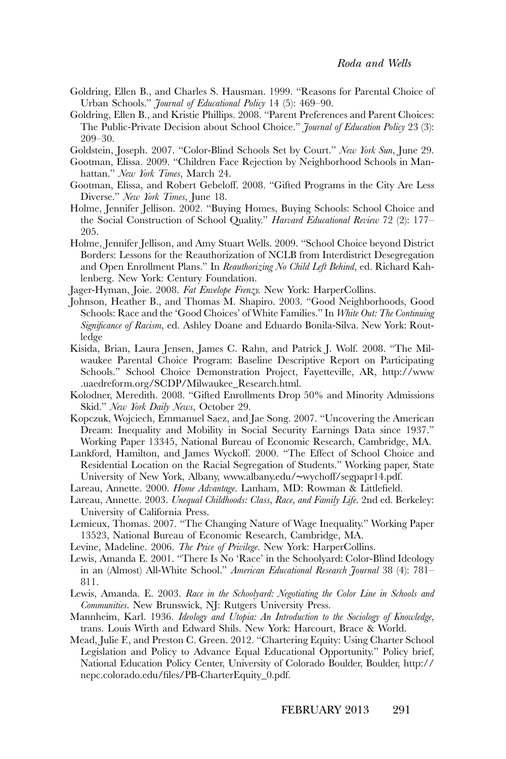Goldring, Ellen B., and Charles S. Hausman. 1999. "Reasons for Parental Choice of Urban Schools." *Journal of Educational Policy* 14 (5): 469–90.

Goldring, Ellen B., and Kristie Phillips. 2008. "Parent Preferences and Parent Choices: The Public-Private Decision about School Choice." *Journal of Education Policy* 23 (3): 209–30.

Goldstein, Joseph. 2007. "Color-Blind Schools Set by Court." *New York Sun*, June 29.

Gootman, Elissa. 2009. "Children Face Rejection by Neighborhood Schools in Manhattan." *New York Times*, March 24.

Gootman, Elissa, and Robert Gebeloff. 2008. "Gifted Programs in the City Are Less Diverse." *New York Times*, June 18.

Holme, Jennifer Jellison. 2002. "Buying Homes, Buying Schools: School Choice and the Social Construction of School Quality." *Harvard Educational Review* 72 (2): 177–205.

Holme, Jennifer Jellison, and Amy Stuart Wells. 2009. "School Choice beyond District Borders: Lessons for the Reauthorization of NCLB from Interdistrict Desegregation and Open Enrollment Plans." In *Reauthorizing No Child Left Behind*, ed. Richard Kahlenberg. New York: Century Foundation.

Jager-Hyman, Joie. 2008. *Fat Envelope Frenzy.* New York: HarperCollins.

Johnson, Heather B., and Thomas M. Shapiro. 2003. "Good Neighborhoods, Good Schools: Race and the 'Good Choices' of White Families." In *White Out: The Continuing Significance of Racism*, ed. Ashley Doane and Eduardo Bonila-Silva. New York: Routledge

Kisida, Brian, Laura Jensen, James C. Rahn, and Patrick J. Wolf. 2008. "The Milwaukee Parental Choice Program: Baseline Descriptive Report on Participating Schools." School Choice Demonstration Project, Fayetteville, AR, http://www.uaedreform.org/SCDP/Milwaukee_Research.html.

Kolodner, Meredith. 2008. "Gifted Enrollments Drop 50% and Minority Admissions Skid." *New York Daily News*, October 29.

Kopczuk, Wojciech, Emmanuel Saez, and Jae Song. 2007. "Uncovering the American Dream: Inequality and Mobility in Social Security Earnings Data since 1937." Working Paper 13345, National Bureau of Economic Research, Cambridge, MA.

Lankford, Hamilton, and James Wyckoff. 2000. "The Effect of School Choice and Residential Location on the Racial Segregation of Students." Working paper, State University of New York, Albany, www.albany.edu/~wychoff/segpapr14.pdf.

Lareau, Annette. 2000. *Home Advantage*. Lanham, MD: Rowman & Littlefield.

Lareau, Annette. 2003. *Unequal Childhoods: Class, Race, and Family Life*. 2nd ed. Berkeley: University of California Press.

Lemieux, Thomas. 2007. "The Changing Nature of Wage Inequality." Working Paper 13523, National Bureau of Economic Research, Cambridge, MA.

Levine, Madeline. 2006. *The Price of Privilege*. New York: HarperCollins.

Lewis, Amanda E. 2001. "There Is No 'Race' in the Schoolyard: Color-Blind Ideology in an (Almost) All-White School." *American Educational Research Journal* 38 (4): 781–811.

Lewis, Amanda. E. 2003. *Race in the Schoolyard: Negotiating the Color Line in Schools and Communities*. New Brunswick, NJ: Rutgers University Press.

Mannheim, Karl. 1936. *Ideology and Utopia: An Introduction to the Sociology of Knowledge*, trans. Louis Wirth and Edward Shils. New York: Harcourt, Brace & World.

Mead, Julie F., and Preston C. Green. 2012. "Chartering Equity: Using Charter School Legislation and Policy to Advance Equal Educational Opportunity." Policy brief, National Education Policy Center, University of Colorado Boulder, Boulder, http://nepc.colorado.edu/files/PB-CharterEquity_0.pdf.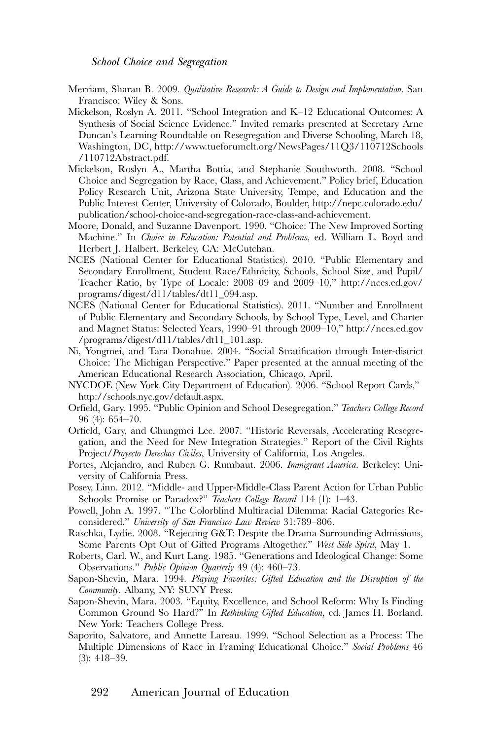Merriam, Sharan B. 2009. *Qualitative Research: A Guide to Design and Implementation*. San Francisco: Wiley & Sons.

Mickelson, Roslyn A. 2011. "School Integration and K–12 Educational Outcomes: A Synthesis of Social Science Evidence." Invited remarks presented at Secretary Arne Duncan's Learning Roundtable on Resegregation and Diverse Schooling, March 18, Washington, DC, http://www.tueforumclt.org/NewsPages/11Q3/110712Schools/110712Abstract.pdf.

Mickelson, Roslyn A., Martha Bottia, and Stephanie Southworth. 2008. "School Choice and Segregation by Race, Class, and Achievement." Policy brief, Education Policy Research Unit, Arizona State University, Tempe, and Education and the Public Interest Center, University of Colorado, Boulder, http://nepc.colorado.edu/publication/school-choice-and-segregation-race-class-and-achievement.

Moore, Donald, and Suzanne Davenport. 1990. "Choice: The New Improved Sorting Machine." In *Choice in Education: Potential and Problems*, ed. William L. Boyd and Herbert J. Halbert. Berkeley, CA: McCutchan.

NCES (National Center for Educational Statistics). 2010. "Public Elementary and Secondary Enrollment, Student Race/Ethnicity, Schools, School Size, and Pupil/Teacher Ratio, by Type of Locale: 2008–09 and 2009–10," http://nces.ed.gov/programs/digest/d11/tables/dt11_094.asp.

NCES (National Center for Educational Statistics). 2011. "Number and Enrollment of Public Elementary and Secondary Schools, by School Type, Level, and Charter and Magnet Status: Selected Years, 1990–91 through 2009–10," http://nces.ed.gov/programs/digest/d11/tables/dt11_101.asp.

Ni, Yongmei, and Tara Donahue. 2004. "Social Stratification through Inter-district Choice: The Michigan Perspective." Paper presented at the annual meeting of the American Educational Research Association, Chicago, April.

NYCDOE (New York City Department of Education). 2006. "School Report Cards," http://schools.nyc.gov/default.aspx.

Orfield, Gary. 1995. "Public Opinion and School Desegregation." *Teachers College Record* 96 (4): 654–70.

Orfield, Gary, and Chungmei Lee. 2007. "Historic Reversals, Accelerating Resegregation, and the Need for New Integration Strategies." Report of the Civil Rights Project/*Proyecto Derechos Civiles*, University of California, Los Angeles.

Portes, Alejandro, and Ruben G. Rumbaut. 2006. *Immigrant America*. Berkeley: University of California Press.

Posey, Linn. 2012. "Middle- and Upper-Middle-Class Parent Action for Urban Public Schools: Promise or Paradox?" *Teachers College Record* 114 (1): 1–43.

Powell, John A. 1997. "The Colorblind Multiracial Dilemma: Racial Categories Reconsidered." *University of San Francisco Law Review* 31:789–806.

Raschka, Lydie. 2008. "Rejecting G&T: Despite the Drama Surrounding Admissions, Some Parents Opt Out of Gifted Programs Altogether." *West Side Spirit*, May 1.

Roberts, Carl. W., and Kurt Lang. 1985. "Generations and Ideological Change: Some Observations." *Public Opinion Quarterly* 49 (4): 460–73.

Sapon-Shevin, Mara. 1994. *Playing Favorites: Gifted Education and the Disruption of the Community*. Albany, NY: SUNY Press.

Sapon-Shevin, Mara. 2003. "Equity, Excellence, and School Reform: Why Is Finding Common Ground So Hard?" In *Rethinking Gifted Education*, ed. James H. Borland. New York: Teachers College Press.

Saporito, Salvatore, and Annette Lareau. 1999. "School Selection as a Process: The Multiple Dimensions of Race in Framing Educational Choice." *Social Problems* 46 (3): 418–39.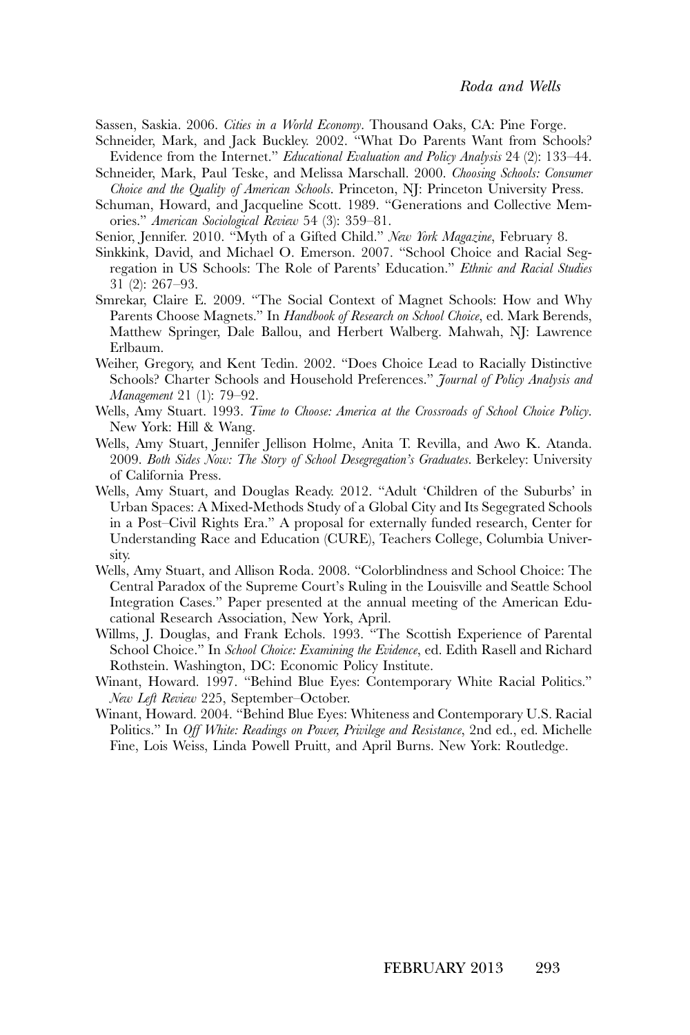Sassen, Saskia. 2006. *Cities in a World Economy*. Thousand Oaks, CA: Pine Forge.

Schneider, Mark, and Jack Buckley. 2002. "What Do Parents Want from Schools? Evidence from the Internet." *Educational Evaluation and Policy Analysis* 24 (2): 133–44.

Schneider, Mark, Paul Teske, and Melissa Marschall. 2000. *Choosing Schools: Consumer Choice and the Quality of American Schools*. Princeton, NJ: Princeton University Press.

Schuman, Howard, and Jacqueline Scott. 1989. "Generations and Collective Memories." *American Sociological Review* 54 (3): 359–81.

Senior, Jennifer. 2010. "Myth of a Gifted Child." *New York Magazine*, February 8.

Sinkkink, David, and Michael O. Emerson. 2007. "School Choice and Racial Segregation in US Schools: The Role of Parents' Education." *Ethnic and Racial Studies* 31 (2): 267–93.

Smrekar, Claire E. 2009. "The Social Context of Magnet Schools: How and Why Parents Choose Magnets." In *Handbook of Research on School Choice*, ed. Mark Berends, Matthew Springer, Dale Ballou, and Herbert Walberg. Mahwah, NJ: Lawrence Erlbaum.

Weiher, Gregory, and Kent Tedin. 2002. "Does Choice Lead to Racially Distinctive Schools? Charter Schools and Household Preferences." *Journal of Policy Analysis and Management* 21 (1): 79–92.

Wells, Amy Stuart. 1993. *Time to Choose: America at the Crossroads of School Choice Policy*. New York: Hill & Wang.

Wells, Amy Stuart, Jennifer Jellison Holme, Anita T. Revilla, and Awo K. Atanda. 2009. *Both Sides Now: The Story of School Desegregation's Graduates*. Berkeley: University of California Press.

Wells, Amy Stuart, and Douglas Ready. 2012. "Adult 'Children of the Suburbs' in Urban Spaces: A Mixed-Methods Study of a Global City and Its Segregated Schools in a Post–Civil Rights Era." A proposal for externally funded research, Center for Understanding Race and Education (CURE), Teachers College, Columbia University.

Wells, Amy Stuart, and Allison Roda. 2008. "Colorblindness and School Choice: The Central Paradox of the Supreme Court's Ruling in the Louisville and Seattle School Integration Cases." Paper presented at the annual meeting of the American Educational Research Association, New York, April.

Willms, J. Douglas, and Frank Echols. 1993. "The Scottish Experience of Parental School Choice." In *School Choice: Examining the Evidence*, ed. Edith Rasell and Richard Rothstein. Washington, DC: Economic Policy Institute.

Winant, Howard. 1997. "Behind Blue Eyes: Contemporary White Racial Politics." *New Left Review* 225, September–October.

Winant, Howard. 2004. "Behind Blue Eyes: Whiteness and Contemporary U.S. Racial Politics." In *Off White: Readings on Power, Privilege and Resistance*, 2nd ed., ed. Michelle Fine, Lois Weiss, Linda Powell Pruitt, and April Burns. New York: Routledge.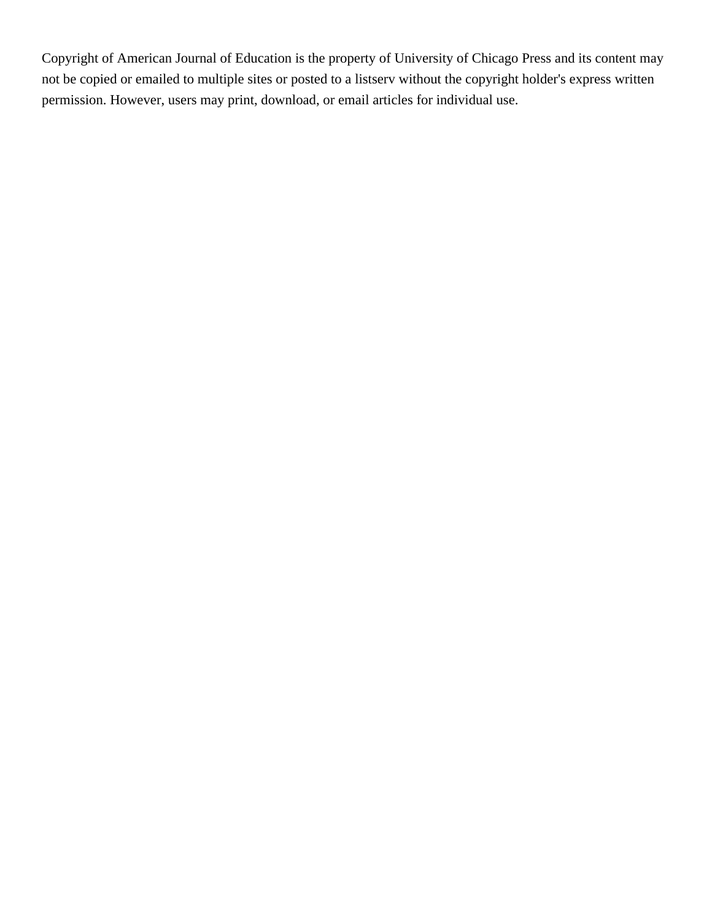Copyright of American Journal of Education is the property of University of Chicago Press and its content may not be copied or emailed to multiple sites or posted to a listserv without the copyright holder's express written permission. However, users may print, download, or email articles for individual use.